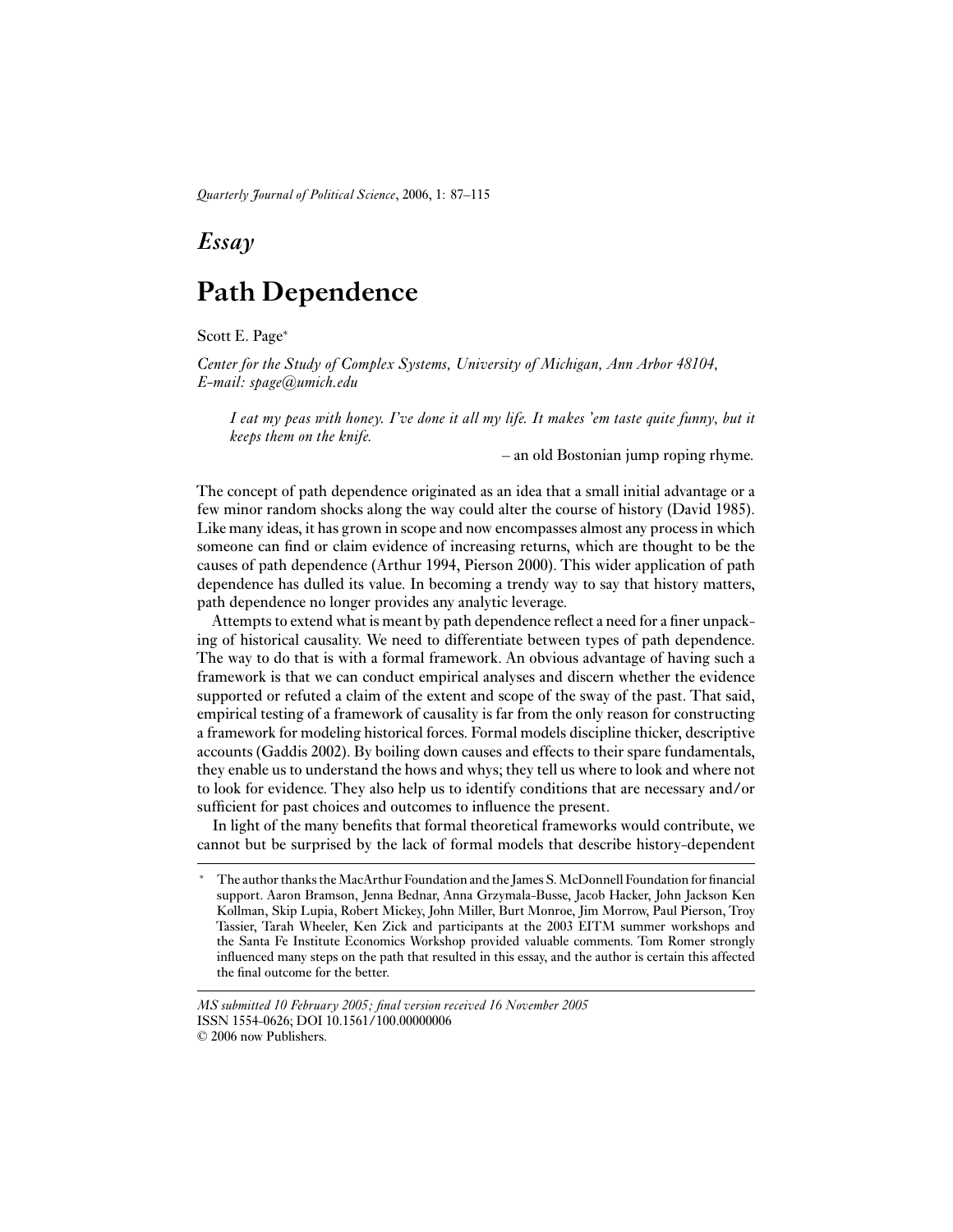*Essay*

# Path Dependence

Scott E. Page*

*Center for the Study of Complex Systems, University of Michigan, Ann Arbor 48104, E-mail: spage@umich.edu*

> *I eat my peas with honey. I've done it all my life. It makes 'em taste quite funny, but it keeps them on the knife.*
>
> – an old Bostonian jump roping rhyme.

The concept of path dependence originated as an idea that a small initial advantage or a few minor random shocks along the way could alter the course of history (David 1985). Like many ideas, it has grown in scope and now encompasses almost any process in which someone can find or claim evidence of increasing returns, which are thought to be the causes of path dependence (Arthur 1994, Pierson 2000). This wider application of path dependence has dulled its value. In becoming a trendy way to say that history matters, path dependence no longer provides any analytic leverage.

Attempts to extend what is meant by path dependence reflect a need for a finer unpacking of historical causality. We need to differentiate between types of path dependence. The way to do that is with a formal framework. An obvious advantage of having such a framework is that we can conduct empirical analyses and discern whether the evidence supported or refuted a claim of the extent and scope of the sway of the past. That said, empirical testing of a framework of causality is far from the only reason for constructing a framework for modeling historical forces. Formal models discipline thicker, descriptive accounts (Gaddis 2002). By boiling down causes and effects to their spare fundamentals, they enable us to understand the hows and whys; they tell us where to look and where not to look for evidence. They also help us to identify conditions that are necessary and/or sufficient for past choices and outcomes to influence the present.

In light of the many benefits that formal theoretical frameworks would contribute, we cannot but be surprised by the lack of formal models that describe history-dependent

---

* The author thanks the MacArthur Foundation and the James S. McDonnell Foundation for financial support. Aaron Bramson, Jenna Bednar, Anna Grzymala-Busse, Jacob Hacker, John Jackson Ken Kollman, Skip Lupia, Robert Mickey, John Miller, Burt Monroe, Jim Morrow, Paul Pierson, Troy Tassier, Tarah Wheeler, Ken Zick and participants at the 2003 EITM summer workshops and the Santa Fe Institute Economics Workshop provided valuable comments. Tom Romer strongly influenced many steps on the path that resulted in this essay, and the author is certain this affected the final outcome for the better.

*MS submitted 10 February 2005; final version received 16 November 2005*
ISSN 1554-0626; DOI 10.1561/100.00000006
© 2006 now Publishers.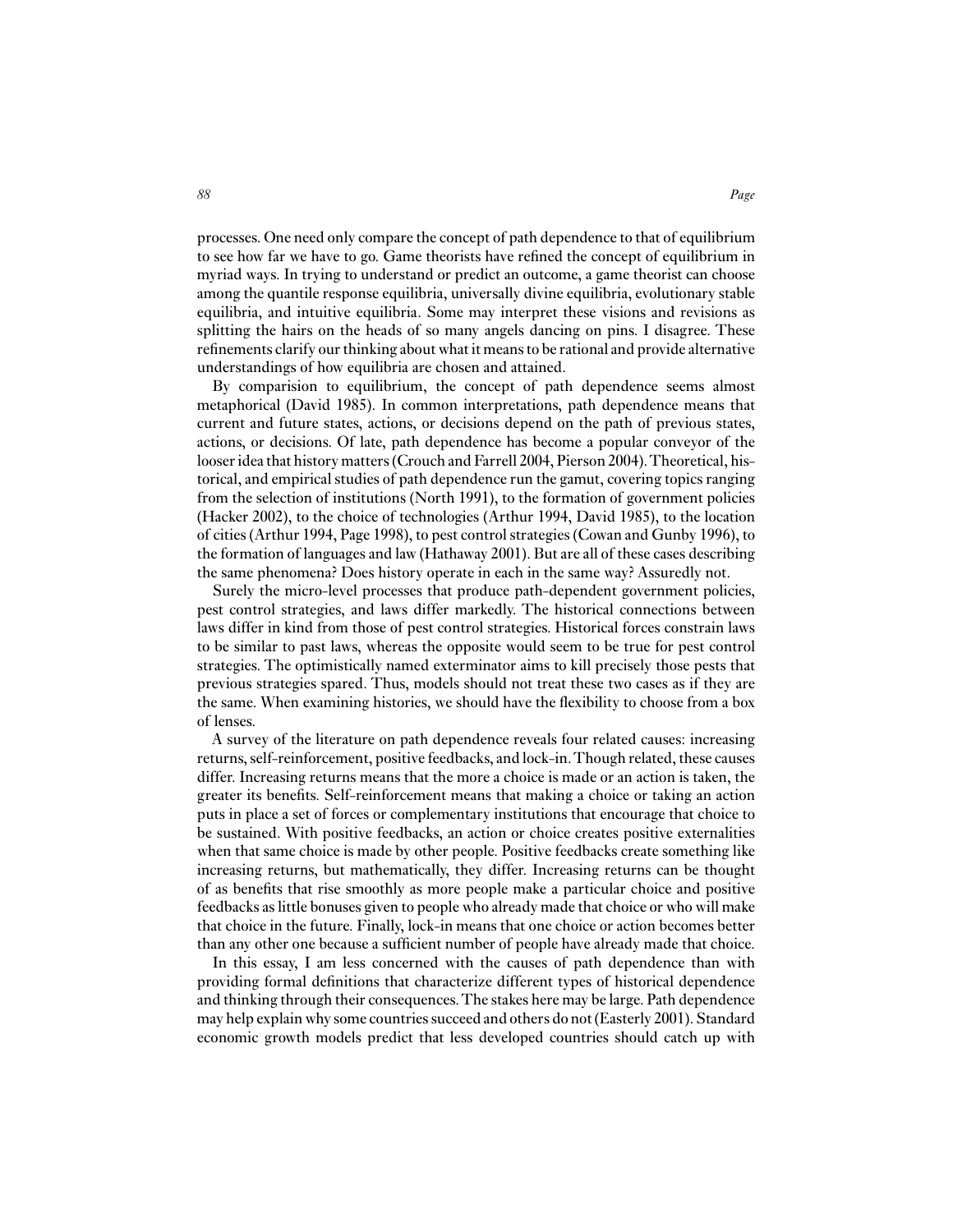processes. One need only compare the concept of path dependence to that of equilibrium to see how far we have to go. Game theorists have refined the concept of equilibrium in myriad ways. In trying to understand or predict an outcome, a game theorist can choose among the quantile response equilibria, universally divine equilibria, evolutionary stable equilibria, and intuitive equilibria. Some may interpret these visions and revisions as splitting the hairs on the heads of so many angels dancing on pins. I disagree. These refinements clarify our thinking about what it means to be rational and provide alternative understandings of how equilibria are chosen and attained.

By comparision to equilibrium, the concept of path dependence seems almost metaphorical (David 1985). In common interpretations, path dependence means that current and future states, actions, or decisions depend on the path of previous states, actions, or decisions. Of late, path dependence has become a popular conveyor of the looser idea that history matters (Crouch and Farrell 2004, Pierson 2004). Theoretical, historical, and empirical studies of path dependence run the gamut, covering topics ranging from the selection of institutions (North 1991), to the formation of government policies (Hacker 2002), to the choice of technologies (Arthur 1994, David 1985), to the location of cities (Arthur 1994, Page 1998), to pest control strategies (Cowan and Gunby 1996), to the formation of languages and law (Hathaway 2001). But are all of these cases describing the same phenomena? Does history operate in each in the same way? Assuredly not.

Surely the micro-level processes that produce path-dependent government policies, pest control strategies, and laws differ markedly. The historical connections between laws differ in kind from those of pest control strategies. Historical forces constrain laws to be similar to past laws, whereas the opposite would seem to be true for pest control strategies. The optimistically named exterminator aims to kill precisely those pests that previous strategies spared. Thus, models should not treat these two cases as if they are the same. When examining histories, we should have the flexibility to choose from a box of lenses.

A survey of the literature on path dependence reveals four related causes: increasing returns, self-reinforcement, positive feedbacks, and lock-in. Though related, these causes differ. Increasing returns means that the more a choice is made or an action is taken, the greater its benefits. Self-reinforcement means that making a choice or taking an action puts in place a set of forces or complementary institutions that encourage that choice to be sustained. With positive feedbacks, an action or choice creates positive externalities when that same choice is made by other people. Positive feedbacks create something like increasing returns, but mathematically, they differ. Increasing returns can be thought of as benefits that rise smoothly as more people make a particular choice and positive feedbacks as little bonuses given to people who already made that choice or who will make that choice in the future. Finally, lock-in means that one choice or action becomes better than any other one because a sufficient number of people have already made that choice.

In this essay, I am less concerned with the causes of path dependence than with providing formal definitions that characterize different types of historical dependence and thinking through their consequences. The stakes here may be large. Path dependence may help explain why some countries succeed and others do not (Easterly 2001). Standard economic growth models predict that less developed countries should catch up with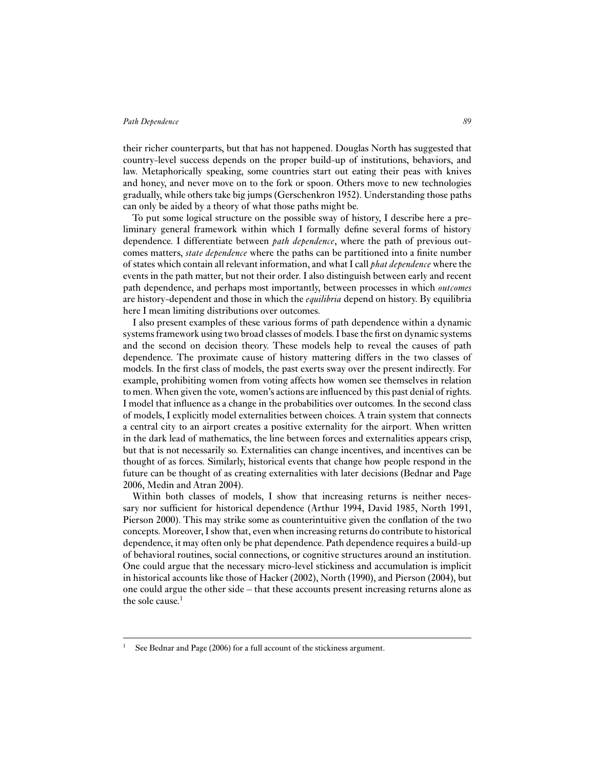their richer counterparts, but that has not happened. Douglas North has suggested that country-level success depends on the proper build-up of institutions, behaviors, and law. Metaphorically speaking, some countries start out eating their peas with knives and honey, and never move on to the fork or spoon. Others move to new technologies gradually, while others take big jumps (Gerschenkron 1952). Understanding those paths can only be aided by a theory of what those paths might be.

To put some logical structure on the possible sway of history, I describe here a preliminary general framework within which I formally define several forms of history dependence. I differentiate between *path dependence*, where the path of previous outcomes matters, *state dependence* where the paths can be partitioned into a finite number of states which contain all relevant information, and what I call *phat dependence* where the events in the path matter, but not their order. I also distinguish between early and recent path dependence, and perhaps most importantly, between processes in which *outcomes* are history-dependent and those in which the *equilibria* depend on history. By equilibria here I mean limiting distributions over outcomes.

I also present examples of these various forms of path dependence within a dynamic systems framework using two broad classes of models. I base the first on dynamic systems and the second on decision theory. These models help to reveal the causes of path dependence. The proximate cause of history mattering differs in the two classes of models. In the first class of models, the past exerts sway over the present indirectly. For example, prohibiting women from voting affects how women see themselves in relation to men. When given the vote, women's actions are influenced by this past denial of rights. I model that influence as a change in the probabilities over outcomes. In the second class of models, I explicitly model externalities between choices. A train system that connects a central city to an airport creates a positive externality for the airport. When written in the dark lead of mathematics, the line between forces and externalities appears crisp, but that is not necessarily so. Externalities can change incentives, and incentives can be thought of as forces. Similarly, historical events that change how people respond in the future can be thought of as creating externalities with later decisions (Bednar and Page 2006, Medin and Atran 2004).

Within both classes of models, I show that increasing returns is neither necessary nor sufficient for historical dependence (Arthur 1994, David 1985, North 1991, Pierson 2000). This may strike some as counterintuitive given the conflation of the two concepts. Moreover, I show that, even when increasing returns do contribute to historical dependence, it may often only be phat dependence. Path dependence requires a build-up of behavioral routines, social connections, or cognitive structures around an institution. One could argue that the necessary micro-level stickiness and accumulation is implicit in historical accounts like those of Hacker (2002), North (1990), and Pierson (2004), but one could argue the other side – that these accounts present increasing returns alone as the sole cause.[1]

---

[1] See Bednar and Page (2006) for a full account of the stickiness argument.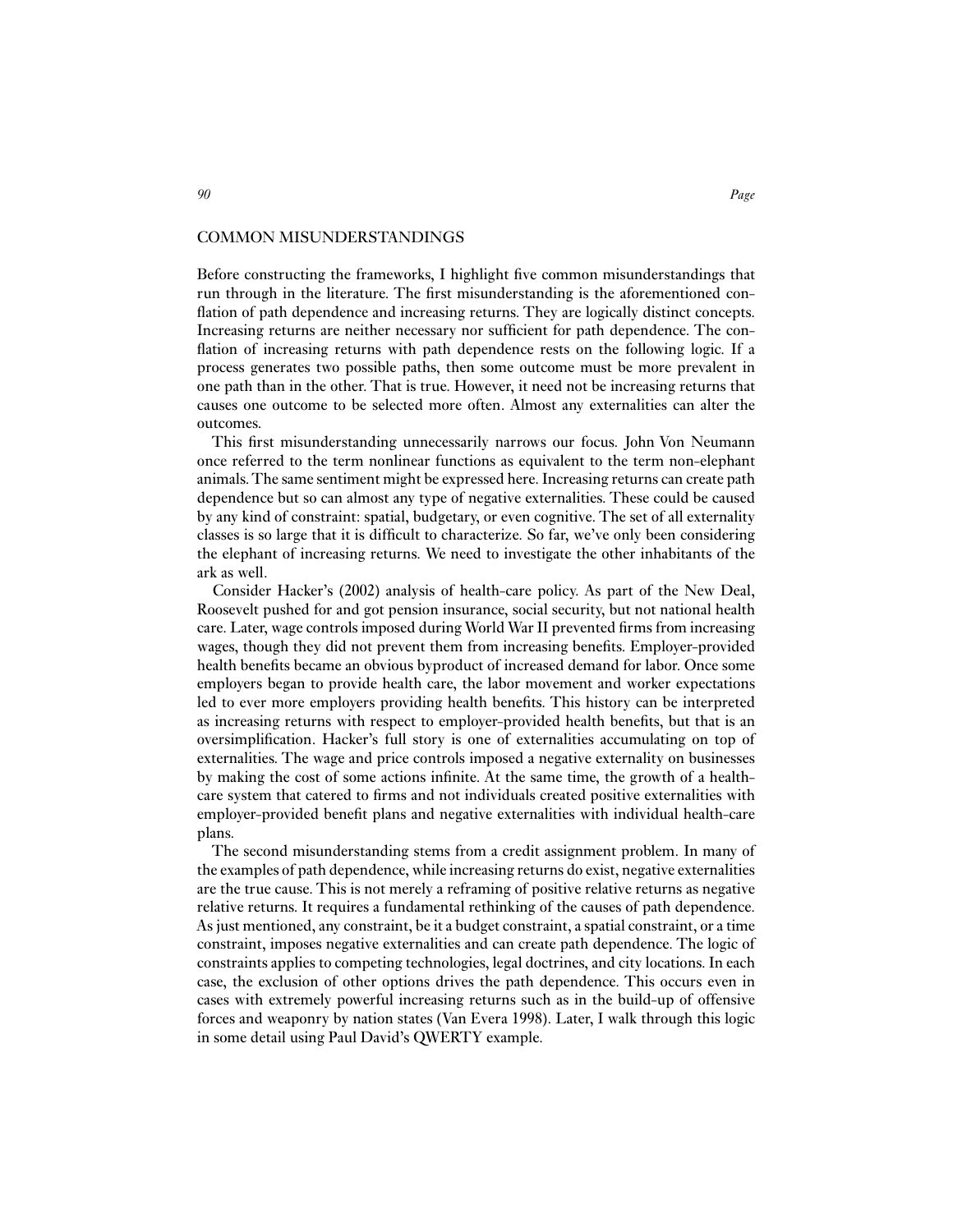## COMMON MISUNDERSTANDINGS

Before constructing the frameworks, I highlight five common misunderstandings that run through in the literature. The first misunderstanding is the aforementioned conflation of path dependence and increasing returns. They are logically distinct concepts. Increasing returns are neither necessary nor sufficient for path dependence. The conflation of increasing returns with path dependence rests on the following logic. If a process generates two possible paths, then some outcome must be more prevalent in one path than in the other. That is true. However, it need not be increasing returns that causes one outcome to be selected more often. Almost any externalities can alter the outcomes.

This first misunderstanding unnecessarily narrows our focus. John Von Neumann once referred to the term nonlinear functions as equivalent to the term non-elephant animals. The same sentiment might be expressed here. Increasing returns can create path dependence but so can almost any type of negative externalities. These could be caused by any kind of constraint: spatial, budgetary, or even cognitive. The set of all externality classes is so large that it is difficult to characterize. So far, we've only been considering the elephant of increasing returns. We need to investigate the other inhabitants of the ark as well.

Consider Hacker's (2002) analysis of health-care policy. As part of the New Deal, Roosevelt pushed for and got pension insurance, social security, but not national health care. Later, wage controls imposed during World War II prevented firms from increasing wages, though they did not prevent them from increasing benefits. Employer-provided health benefits became an obvious byproduct of increased demand for labor. Once some employers began to provide health care, the labor movement and worker expectations led to ever more employers providing health benefits. This history can be interpreted as increasing returns with respect to employer-provided health benefits, but that is an oversimplification. Hacker's full story is one of externalities accumulating on top of externalities. The wage and price controls imposed a negative externality on businesses by making the cost of some actions infinite. At the same time, the growth of a health-care system that catered to firms and not individuals created positive externalities with employer-provided benefit plans and negative externalities with individual health-care plans.

The second misunderstanding stems from a credit assignment problem. In many of the examples of path dependence, while increasing returns do exist, negative externalities are the true cause. This is not merely a reframing of positive relative returns as negative relative returns. It requires a fundamental rethinking of the causes of path dependence. As just mentioned, any constraint, be it a budget constraint, a spatial constraint, or a time constraint, imposes negative externalities and can create path dependence. The logic of constraints applies to competing technologies, legal doctrines, and city locations. In each case, the exclusion of other options drives the path dependence. This occurs even in cases with extremely powerful increasing returns such as in the build-up of offensive forces and weaponry by nation states (Van Evera 1998). Later, I walk through this logic in some detail using Paul David's QWERTY example.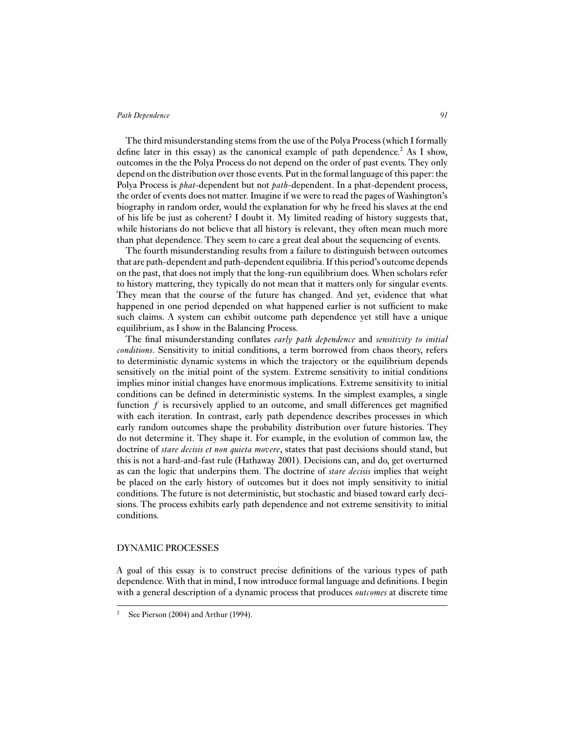The third misunderstanding stems from the use of the Polya Process (which I formally define later in this essay) as the canonical example of path dependence.[2] As I show, outcomes in the the Polya Process do not depend on the order of past events. They only depend on the distribution over those events. Put in the formal language of this paper: the Polya Process is *phat*-dependent but not *path*-dependent. In a phat-dependent process, the order of events does not matter. Imagine if we were to read the pages of Washington's biography in random order, would the explanation for why he freed his slaves at the end of his life be just as coherent? I doubt it. My limited reading of history suggests that, while historians do not believe that all history is relevant, they often mean much more than phat dependence. They seem to care a great deal about the sequencing of events.

The fourth misunderstanding results from a failure to distinguish between outcomes that are path-dependent and path-dependent equilibria. If this period's outcome depends on the past, that does not imply that the long-run equilibrium does. When scholars refer to history mattering, they typically do not mean that it matters only for singular events. They mean that the course of the future has changed. And yet, evidence that what happened in one period depended on what happened earlier is not sufficient to make such claims. A system can exhibit outcome path dependence yet still have a unique equilibrium, as I show in the Balancing Process.

The final misunderstanding conflates *early path dependence* and *sensitivity to initial conditions*. Sensitivity to initial conditions, a term borrowed from chaos theory, refers to deterministic dynamic systems in which the trajectory or the equilibrium depends sensitively on the initial point of the system. Extreme sensitivity to initial conditions implies minor initial changes have enormous implications. Extreme sensitivity to initial conditions can be defined in deterministic systems. In the simplest examples, a single function $f$ is recursively applied to an outcome, and small differences get magnified with each iteration. In contrast, early path dependence describes processes in which early random outcomes shape the probability distribution over future histories. They do not determine it. They shape it. For example, in the evolution of common law, the doctrine of *stare decisis et non quieta movere*, states that past decisions should stand, but this is not a hard-and-fast rule (Hathaway 2001). Decisions can, and do, get overturned as can the logic that underpins them. The doctrine of *stare decisis* implies that weight be placed on the early history of outcomes but it does not imply sensitivity to initial conditions. The future is not deterministic, but stochastic and biased toward early decisions. The process exhibits early path dependence and not extreme sensitivity to initial conditions.

## DYNAMIC PROCESSES

A goal of this essay is to construct precise definitions of the various types of path dependence. With that in mind, I now introduce formal language and definitions. I begin with a general description of a dynamic process that produces *outcomes* at discrete time

[2] See Pierson (2004) and Arthur (1994).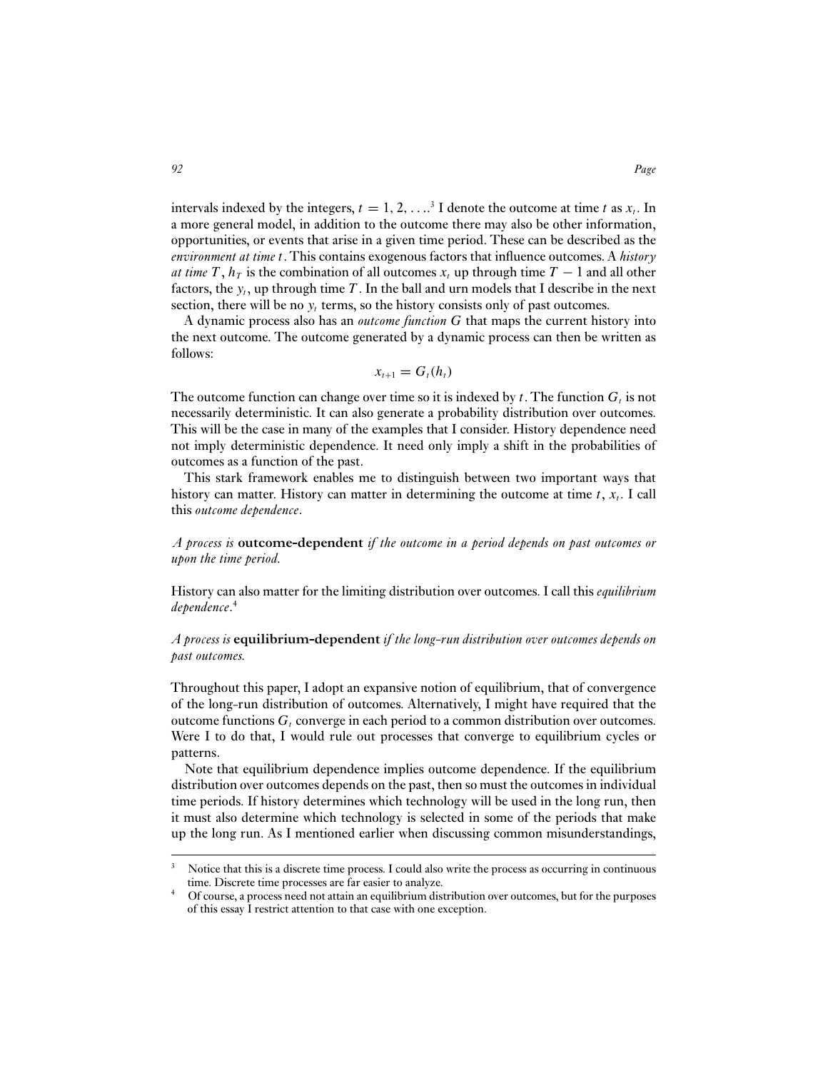intervals indexed by the integers, $t = 1, 2, \ldots$.[3] I denote the outcome at time $t$ as $x_t$. In a more general model, in addition to the outcome there may also be other information, opportunities, or events that arise in a given time period. These can be described as the *environment at time t*. This contains exogenous factors that influence outcomes. A *history at time T*, $h_T$ is the combination of all outcomes $x_t$ up through time $T - 1$ and all other factors, the $y_t$, up through time $T$. In the ball and urn models that I describe in the next section, there will be no $y_t$ terms, so the history consists only of past outcomes.

A dynamic process also has an *outcome function G* that maps the current history into the next outcome. The outcome generated by a dynamic process can then be written as follows:

$$x_{t+1} = G_t(h_t)$$

The outcome function can change over time so it is indexed by $t$. The function $G_t$ is not necessarily deterministic. It can also generate a probability distribution over outcomes. This will be the case in many of the examples that I consider. History dependence need not imply deterministic dependence. It need only imply a shift in the probabilities of outcomes as a function of the past.

This stark framework enables me to distinguish between two important ways that history can matter. History can matter in determining the outcome at time $t$, $x_t$. I call this *outcome dependence*.

*A process is* **outcome-dependent** *if the outcome in a period depends on past outcomes or upon the time period.*

History can also matter for the limiting distribution over outcomes. I call this *equilibrium dependence*.[4]

*A process is* **equilibrium-dependent** *if the long-run distribution over outcomes depends on past outcomes.*

Throughout this paper, I adopt an expansive notion of equilibrium, that of convergence of the long-run distribution of outcomes. Alternatively, I might have required that the outcome functions $G_t$ converge in each period to a common distribution over outcomes. Were I to do that, I would rule out processes that converge to equilibrium cycles or patterns.

Note that equilibrium dependence implies outcome dependence. If the equilibrium distribution over outcomes depends on the past, then so must the outcomes in individual time periods. If history determines which technology will be used in the long run, then it must also determine which technology is selected in some of the periods that make up the long run. As I mentioned earlier when discussing common misunderstandings,

---

[3] Notice that this is a discrete time process. I could also write the process as occurring in continuous time. Discrete time processes are far easier to analyze.

[4] Of course, a process need not attain an equilibrium distribution over outcomes, but for the purposes of this essay I restrict attention to that case with one exception.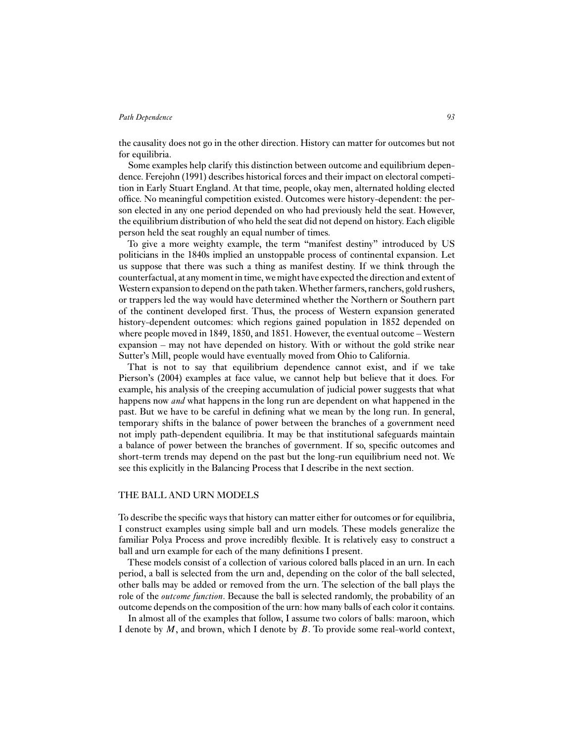the causality does not go in the other direction. History can matter for outcomes but not for equilibria.

Some examples help clarify this distinction between outcome and equilibrium dependence. Ferejohn (1991) describes historical forces and their impact on electoral competition in Early Stuart England. At that time, people, okay men, alternated holding elected office. No meaningful competition existed. Outcomes were history-dependent: the person elected in any one period depended on who had previously held the seat. However, the equilibrium distribution of who held the seat did not depend on history. Each eligible person held the seat roughly an equal number of times.

To give a more weighty example, the term "manifest destiny" introduced by US politicians in the 1840s implied an unstoppable process of continental expansion. Let us suppose that there was such a thing as manifest destiny. If we think through the counterfactual, at any moment in time, we might have expected the direction and extent of Western expansion to depend on the path taken. Whether farmers, ranchers, gold rushers, or trappers led the way would have determined whether the Northern or Southern part of the continent developed first. Thus, the process of Western expansion generated history-dependent outcomes: which regions gained population in 1852 depended on where people moved in 1849, 1850, and 1851. However, the eventual outcome – Western expansion – may not have depended on history. With or without the gold strike near Sutter's Mill, people would have eventually moved from Ohio to California.

That is not to say that equilibrium dependence cannot exist, and if we take Pierson's (2004) examples at face value, we cannot help but believe that it does. For example, his analysis of the creeping accumulation of judicial power suggests that what happens now *and* what happens in the long run are dependent on what happened in the past. But we have to be careful in defining what we mean by the long run. In general, temporary shifts in the balance of power between the branches of a government need not imply path-dependent equilibria. It may be that institutional safeguards maintain a balance of power between the branches of government. If so, specific outcomes and short-term trends may depend on the past but the long-run equilibrium need not. We see this explicitly in the Balancing Process that I describe in the next section.

## THE BALL AND URN MODELS

To describe the specific ways that history can matter either for outcomes or for equilibria, I construct examples using simple ball and urn models. These models generalize the familiar Polya Process and prove incredibly flexible. It is relatively easy to construct a ball and urn example for each of the many definitions I present.

These models consist of a collection of various colored balls placed in an urn. In each period, a ball is selected from the urn and, depending on the color of the ball selected, other balls may be added or removed from the urn. The selection of the ball plays the role of the *outcome function*. Because the ball is selected randomly, the probability of an outcome depends on the composition of the urn: how many balls of each color it contains.

In almost all of the examples that follow, I assume two colors of balls: maroon, which I denote by $M$, and brown, which I denote by $B$. To provide some real-world context,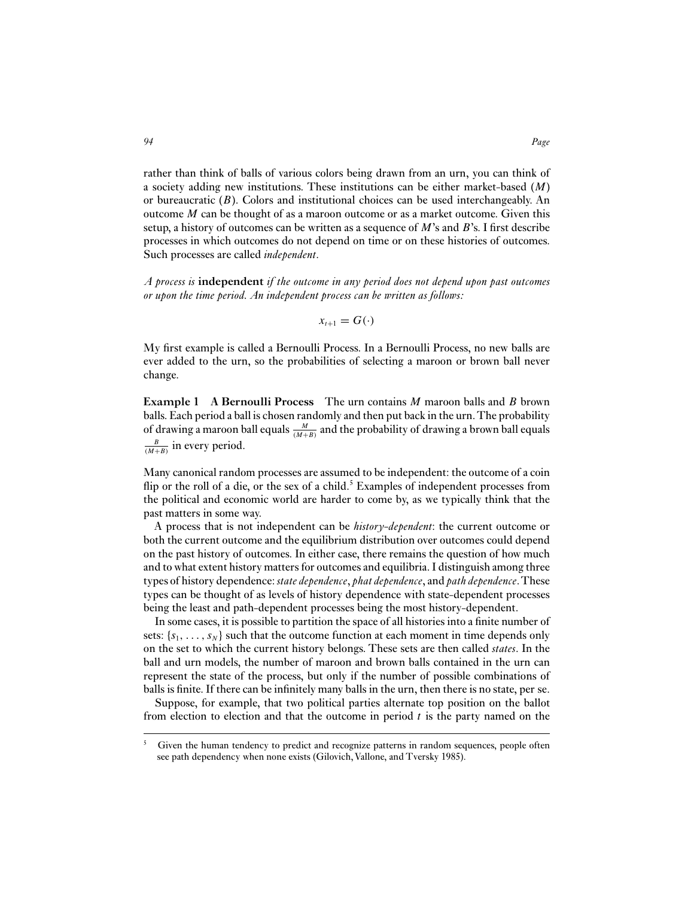rather than think of balls of various colors being drawn from an urn, you can think of a society adding new institutions. These institutions can be either market-based ($M$) or bureaucratic ($B$). Colors and institutional choices can be used interchangeably. An outcome $M$ can be thought of as a maroon outcome or as a market outcome. Given this setup, a history of outcomes can be written as a sequence of $M$'s and $B$'s. I first describe processes in which outcomes do not depend on time or on these histories of outcomes. Such processes are called *independent*.

*A process is* **independent** *if the outcome in any period does not depend upon past outcomes or upon the time period. An independent process can be written as follows:*

$$x_{t+1} = G(\cdot)$$

My first example is called a Bernoulli Process. In a Bernoulli Process, no new balls are ever added to the urn, so the probabilities of selecting a maroon or brown ball never change.

**Example 1 A Bernoulli Process** The urn contains $M$ maroon balls and $B$ brown balls. Each period a ball is chosen randomly and then put back in the urn. The probability of drawing a maroon ball equals $\frac{M}{(M+B)}$ and the probability of drawing a brown ball equals $\frac{B}{(M+B)}$ in every period.

Many canonical random processes are assumed to be independent: the outcome of a coin flip or the roll of a die, or the sex of a child.[5] Examples of independent processes from the political and economic world are harder to come by, as we typically think that the past matters in some way.

A process that is not independent can be *history-dependent*: the current outcome or both the current outcome and the equilibrium distribution over outcomes could depend on the past history of outcomes. In either case, there remains the question of how much and to what extent history matters for outcomes and equilibria. I distinguish among three types of history dependence: *state dependence*, *phat dependence*, and *path dependence*. These types can be thought of as levels of history dependence with state-dependent processes being the least and path-dependent processes being the most history-dependent.

In some cases, it is possible to partition the space of all histories into a finite number of sets: $\{s_1, \ldots, s_N\}$ such that the outcome function at each moment in time depends only on the set to which the current history belongs. These sets are then called *states*. In the ball and urn models, the number of maroon and brown balls contained in the urn can represent the state of the process, but only if the number of possible combinations of balls is finite. If there can be infinitely many balls in the urn, then there is no state, per se.

Suppose, for example, that two political parties alternate top position on the ballot from election to election and that the outcome in period $t$ is the party named on the

---

[5] Given the human tendency to predict and recognize patterns in random sequences, people often see path dependency when none exists (Gilovich, Vallone, and Tversky 1985).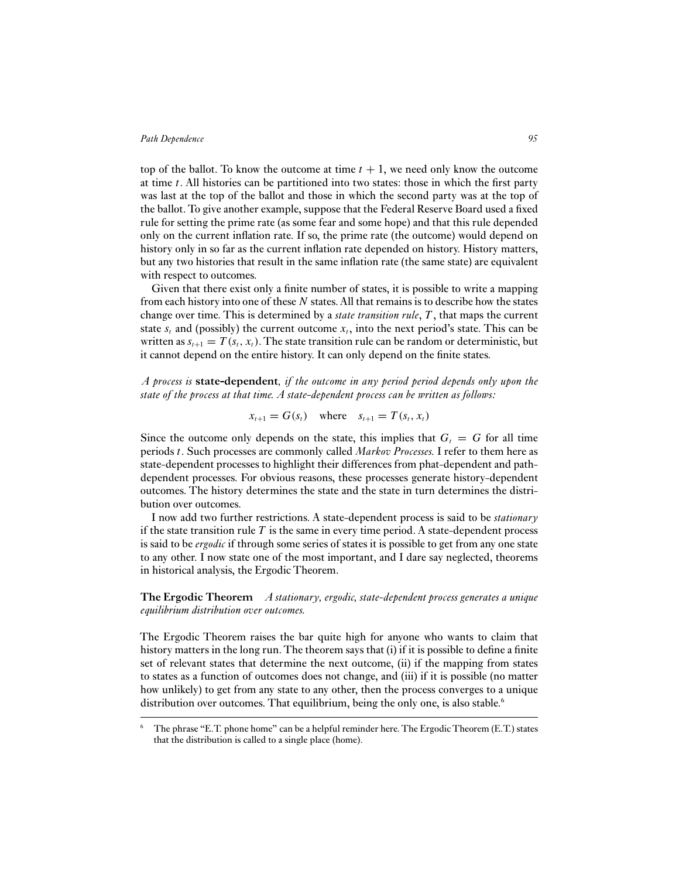top of the ballot. To know the outcome at time $t + 1$, we need only know the outcome at time $t$. All histories can be partitioned into two states: those in which the first party was last at the top of the ballot and those in which the second party was at the top of the ballot. To give another example, suppose that the Federal Reserve Board used a fixed rule for setting the prime rate (as some fear and some hope) and that this rule depended only on the current inflation rate. If so, the prime rate (the outcome) would depend on history only in so far as the current inflation rate depended on history. History matters, but any two histories that result in the same inflation rate (the same state) are equivalent with respect to outcomes.

Given that there exist only a finite number of states, it is possible to write a mapping from each history into one of these $N$ states. All that remains is to describe how the states change over time. This is determined by a *state transition rule*, $T$, that maps the current state $s_t$ and (possibly) the current outcome $x_t$, into the next period's state. This can be written as $s_{t+1} = T(s_t, x_t)$. The state transition rule can be random or deterministic, but it cannot depend on the entire history. It can only depend on the finite states.

*A process is* **state-dependent**, *if the outcome in any period period depends only upon the state of the process at that time. A state-dependent process can be written as follows:*

$$x_{t+1} = G(s_t) \quad \text{where} \quad s_{t+1} = T(s_t, x_t)$$

Since the outcome only depends on the state, this implies that $G_t = G$ for all time periods $t$. Such processes are commonly called *Markov Processes*. I refer to them here as state-dependent processes to highlight their differences from phat-dependent and path-dependent processes. For obvious reasons, these processes generate history-dependent outcomes. The history determines the state and the state in turn determines the distribution over outcomes.

I now add two further restrictions. A state-dependent process is said to be *stationary* if the state transition rule $T$ is the same in every time period. A state-dependent process is said to be *ergodic* if through some series of states it is possible to get from any one state to any other. I now state one of the most important, and I dare say neglected, theorems in historical analysis, the Ergodic Theorem.

**The Ergodic Theorem** *A stationary, ergodic, state-dependent process generates a unique equilibrium distribution over outcomes.*

The Ergodic Theorem raises the bar quite high for anyone who wants to claim that history matters in the long run. The theorem says that (i) if it is possible to define a finite set of relevant states that determine the next outcome, (ii) if the mapping from states to states as a function of outcomes does not change, and (iii) if it is possible (no matter how unlikely) to get from any state to any other, then the process converges to a unique distribution over outcomes. That equilibrium, being the only one, is also stable.[6]

---

[6] The phrase "E.T. phone home" can be a helpful reminder here. The Ergodic Theorem (E.T.) states that the distribution is called to a single place (home).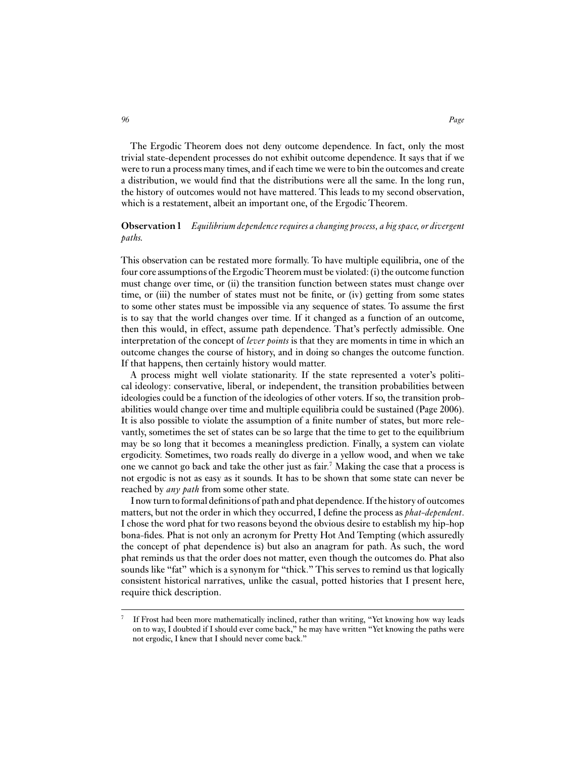The Ergodic Theorem does not deny outcome dependence. In fact, only the most trivial state-dependent processes do not exhibit outcome dependence. It says that if we were to run a process many times, and if each time we were to bin the outcomes and create a distribution, we would find that the distributions were all the same. In the long run, the history of outcomes would not have mattered. This leads to my second observation, which is a restatement, albeit an important one, of the Ergodic Theorem.

**Observation 1** *Equilibrium dependence requires a changing process, a big space, or divergent paths.*

This observation can be restated more formally. To have multiple equilibria, one of the four core assumptions of the Ergodic Theorem must be violated: (i) the outcome function must change over time, or (ii) the transition function between states must change over time, or (iii) the number of states must not be finite, or (iv) getting from some states to some other states must be impossible via any sequence of states. To assume the first is to say that the world changes over time. If it changed as a function of an outcome, then this would, in effect, assume path dependence. That's perfectly admissible. One interpretation of the concept of *lever points* is that they are moments in time in which an outcome changes the course of history, and in doing so changes the outcome function. If that happens, then certainly history would matter.

A process might well violate stationarity. If the state represented a voter's political ideology: conservative, liberal, or independent, the transition probabilities between ideologies could be a function of the ideologies of other voters. If so, the transition probabilities would change over time and multiple equilibria could be sustained (Page 2006). It is also possible to violate the assumption of a finite number of states, but more relevantly, sometimes the set of states can be so large that the time to get to the equilibrium may be so long that it becomes a meaningless prediction. Finally, a system can violate ergodicity. Sometimes, two roads really do diverge in a yellow wood, and when we take one we cannot go back and take the other just as fair.[7] Making the case that a process is not ergodic is not as easy as it sounds. It has to be shown that some state can never be reached by *any path* from some other state.

I now turn to formal definitions of path and phat dependence. If the history of outcomes matters, but not the order in which they occurred, I define the process as *phat-dependent*. I chose the word phat for two reasons beyond the obvious desire to establish my hip-hop bona-fides. Phat is not only an acronym for Pretty Hot And Tempting (which assuredly the concept of phat dependence is) but also an anagram for path. As such, the word phat reminds us that the order does not matter, even though the outcomes do. Phat also sounds like "fat" which is a synonym for "thick." This serves to remind us that logically consistent historical narratives, unlike the casual, potted histories that I present here, require thick description.

[7] If Frost had been more mathematically inclined, rather than writing, "Yet knowing how way leads on to way, I doubted if I should ever come back," he may have written "Yet knowing the paths were not ergodic, I knew that I should never come back."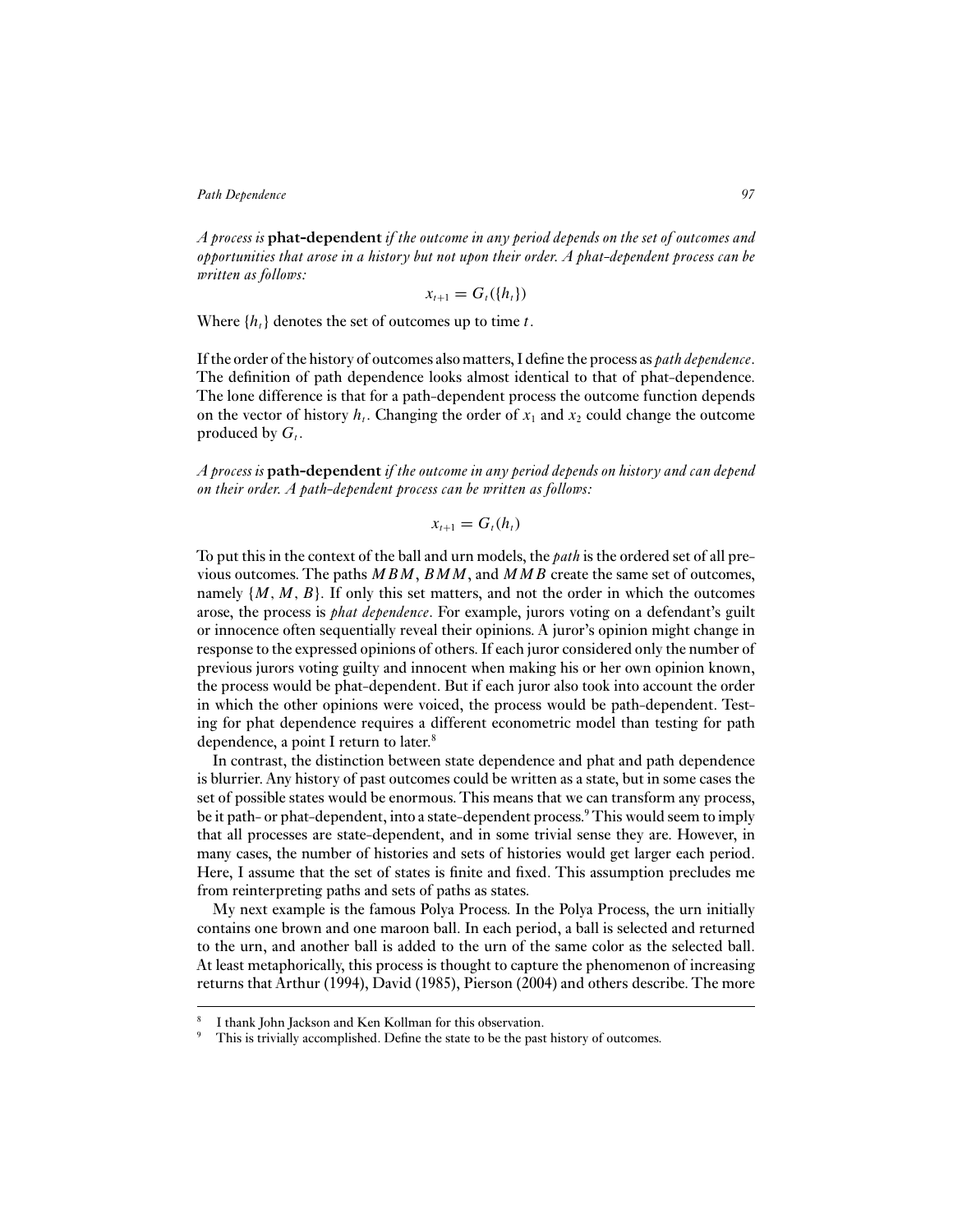*A process is* **phat-dependent** *if the outcome in any period depends on the set of outcomes and opportunities that arose in a history but not upon their order. A phat-dependent process can be written as follows:*

$$x_{t+1} = G_t(\{h_t\})$$

Where $\{h_t\}$ denotes the set of outcomes up to time $t$.

If the order of the history of outcomes also matters, I define the process as *path dependence*. The definition of path dependence looks almost identical to that of phat-dependence. The lone difference is that for a path-dependent process the outcome function depends on the vector of history $h_t$. Changing the order of $x_1$ and $x_2$ could change the outcome produced by $G_t$.

*A process is* **path-dependent** *if the outcome in any period depends on history and can depend on their order. A path-dependent process can be written as follows:*

$$x_{t+1} = G_t(h_t)$$

To put this in the context of the ball and urn models, the *path* is the ordered set of all previous outcomes. The paths $MBM$, $BMM$, and $MMB$ create the same set of outcomes, namely $\{M, M, B\}$. If only this set matters, and not the order in which the outcomes arose, the process is *phat dependence*. For example, jurors voting on a defendant's guilt or innocence often sequentially reveal their opinions. A juror's opinion might change in response to the expressed opinions of others. If each juror considered only the number of previous jurors voting guilty and innocent when making his or her own opinion known, the process would be phat-dependent. But if each juror also took into account the order in which the other opinions were voiced, the process would be path-dependent. Testing for phat dependence requires a different econometric model than testing for path dependence, a point I return to later.[8]

In contrast, the distinction between state dependence and phat and path dependence is blurrier. Any history of past outcomes could be written as a state, but in some cases the set of possible states would be enormous. This means that we can transform any process, be it path- or phat-dependent, into a state-dependent process.[9] This would seem to imply that all processes are state-dependent, and in some trivial sense they are. However, in many cases, the number of histories and sets of histories would get larger each period. Here, I assume that the set of states is finite and fixed. This assumption precludes me from reinterpreting paths and sets of paths as states.

My next example is the famous Polya Process. In the Polya Process, the urn initially contains one brown and one maroon ball. In each period, a ball is selected and returned to the urn, and another ball is added to the urn of the same color as the selected ball. At least metaphorically, this process is thought to capture the phenomenon of increasing returns that Arthur (1994), David (1985), Pierson (2004) and others describe. The more

[8] I thank John Jackson and Ken Kollman for this observation.

[9] This is trivially accomplished. Define the state to be the past history of outcomes.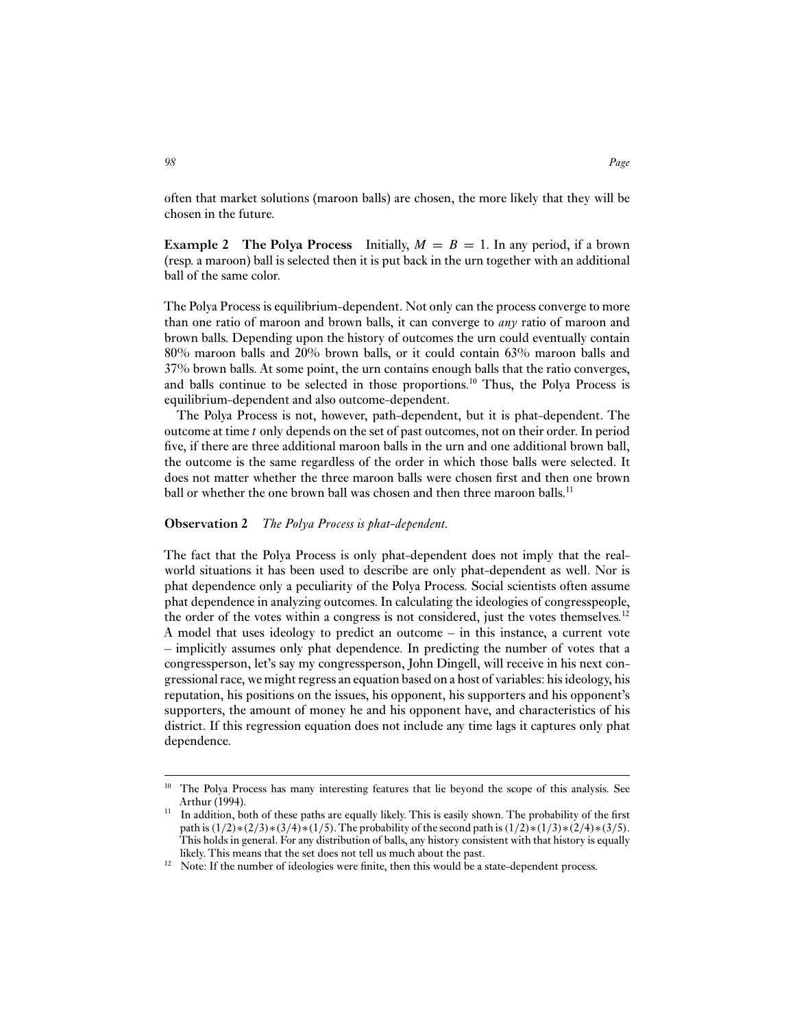often that market solutions (maroon balls) are chosen, the more likely that they will be chosen in the future.

**Example 2 The Polya Process** Initially, $M = B = 1$. In any period, if a brown (resp. a maroon) ball is selected then it is put back in the urn together with an additional ball of the same color.

The Polya Process is equilibrium-dependent. Not only can the process converge to more than one ratio of maroon and brown balls, it can converge to *any* ratio of maroon and brown balls. Depending upon the history of outcomes the urn could eventually contain 80% maroon balls and 20% brown balls, or it could contain 63% maroon balls and 37% brown balls. At some point, the urn contains enough balls that the ratio converges, and balls continue to be selected in those proportions.[10] Thus, the Polya Process is equilibrium-dependent and also outcome-dependent.

The Polya Process is not, however, path-dependent, but it is phat-dependent. The outcome at time $t$ only depends on the set of past outcomes, not on their order. In period five, if there are three additional maroon balls in the urn and one additional brown ball, the outcome is the same regardless of the order in which those balls were selected. It does not matter whether the three maroon balls were chosen first and then one brown ball or whether the one brown ball was chosen and then three maroon balls.[11]

**Observation 2** *The Polya Process is phat-dependent.*

The fact that the Polya Process is only phat-dependent does not imply that the real-world situations it has been used to describe are only phat-dependent as well. Nor is phat dependence only a peculiarity of the Polya Process. Social scientists often assume phat dependence in analyzing outcomes. In calculating the ideologies of congresspeople, the order of the votes within a congress is not considered, just the votes themselves.[12] A model that uses ideology to predict an outcome – in this instance, a current vote – implicitly assumes only phat dependence. In predicting the number of votes that a congressperson, let's say my congressperson, John Dingell, will receive in his next congressional race, we might regress an equation based on a host of variables: his ideology, his reputation, his positions on the issues, his opponent, his supporters and his opponent's supporters, the amount of money he and his opponent have, and characteristics of his district. If this regression equation does not include any time lags it captures only phat dependence.

---

[10] The Polya Process has many interesting features that lie beyond the scope of this analysis. See Arthur (1994).

[11] In addition, both of these paths are equally likely. This is easily shown. The probability of the first path is $(1/2)*(2/3)*(3/4)*(1/5)$. The probability of the second path is $(1/2)*(1/3)*(2/4)*(3/5)$. This holds in general. For any distribution of balls, any history consistent with that history is equally likely. This means that the set does not tell us much about the past.

[12] Note: If the number of ideologies were finite, then this would be a state-dependent process.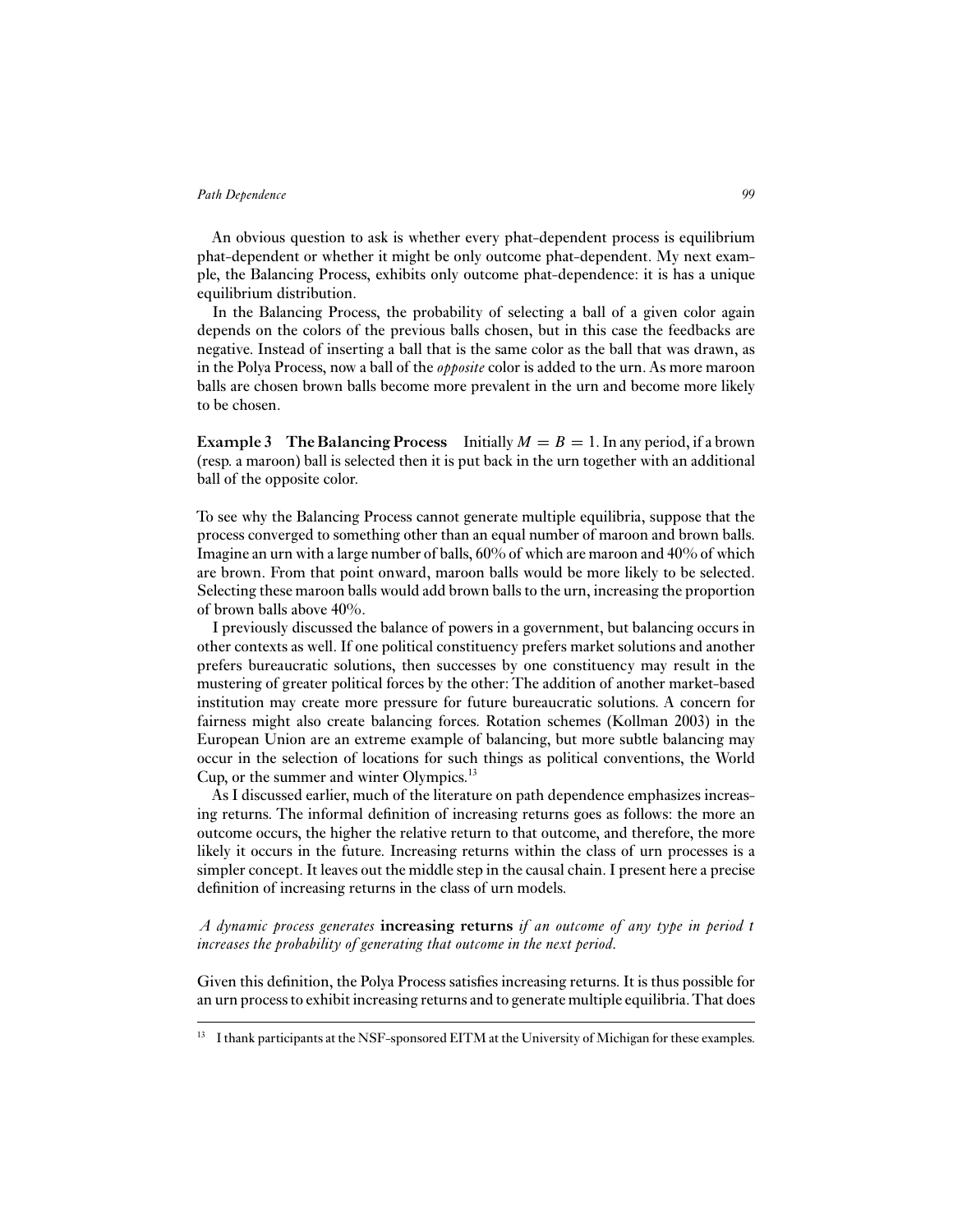An obvious question to ask is whether every phat-dependent process is equilibrium phat-dependent or whether it might be only outcome phat-dependent. My next example, the Balancing Process, exhibits only outcome phat-dependence: it is has a unique equilibrium distribution.

In the Balancing Process, the probability of selecting a ball of a given color again depends on the colors of the previous balls chosen, but in this case the feedbacks are negative. Instead of inserting a ball that is the same color as the ball that was drawn, as in the Polya Process, now a ball of the *opposite* color is added to the urn. As more maroon balls are chosen brown balls become more prevalent in the urn and become more likely to be chosen.

**Example 3 The Balancing Process** Initially $M = B = 1$. In any period, if a brown (resp. a maroon) ball is selected then it is put back in the urn together with an additional ball of the opposite color.

To see why the Balancing Process cannot generate multiple equilibria, suppose that the process converged to something other than an equal number of maroon and brown balls. Imagine an urn with a large number of balls, 60% of which are maroon and 40% of which are brown. From that point onward, maroon balls would be more likely to be selected. Selecting these maroon balls would add brown balls to the urn, increasing the proportion of brown balls above 40%.

I previously discussed the balance of powers in a government, but balancing occurs in other contexts as well. If one political constituency prefers market solutions and another prefers bureaucratic solutions, then successes by one constituency may result in the mustering of greater political forces by the other: The addition of another market-based institution may create more pressure for future bureaucratic solutions. A concern for fairness might also create balancing forces. Rotation schemes (Kollman 2003) in the European Union are an extreme example of balancing, but more subtle balancing may occur in the selection of locations for such things as political conventions, the World Cup, or the summer and winter Olympics.[13]

As I discussed earlier, much of the literature on path dependence emphasizes increasing returns. The informal definition of increasing returns goes as follows: the more an outcome occurs, the higher the relative return to that outcome, and therefore, the more likely it occurs in the future. Increasing returns within the class of urn processes is a simpler concept. It leaves out the middle step in the causal chain. I present here a precise definition of increasing returns in the class of urn models.

*A dynamic process generates* **increasing returns** *if an outcome of any type in period t increases the probability of generating that outcome in the next period.*

Given this definition, the Polya Process satisfies increasing returns. It is thus possible for an urn process to exhibit increasing returns and to generate multiple equilibria. That does

[13] I thank participants at the NSF-sponsored EITM at the University of Michigan for these examples.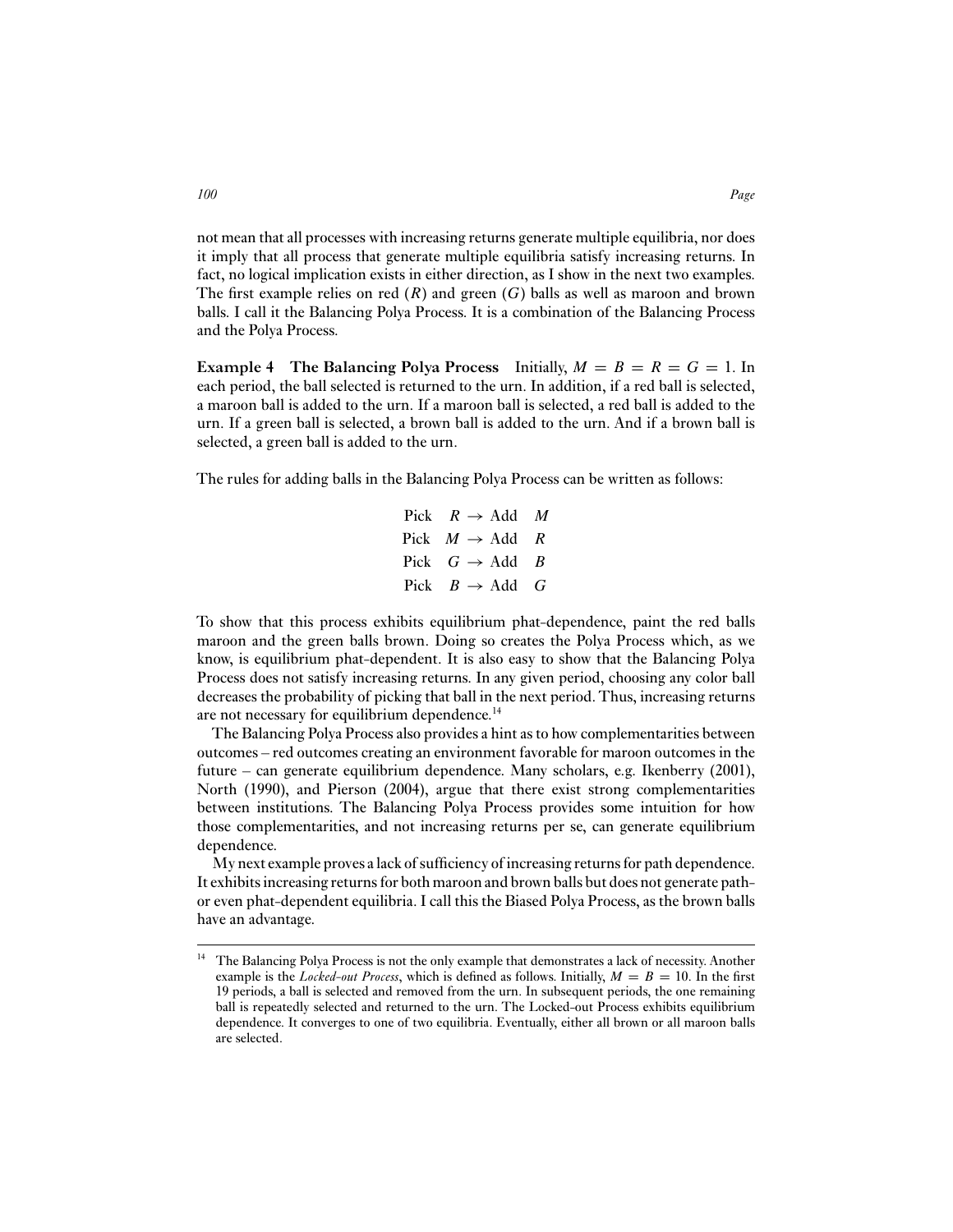not mean that all processes with increasing returns generate multiple equilibria, nor does it imply that all process that generate multiple equilibria satisfy increasing returns. In fact, no logical implication exists in either direction, as I show in the next two examples. The first example relies on red ($R$) and green ($G$) balls as well as maroon and brown balls. I call it the Balancing Polya Process. It is a combination of the Balancing Process and the Polya Process.

**Example 4 The Balancing Polya Process** Initially, $M = B = R = G = 1$. In each period, the ball selected is returned to the urn. In addition, if a red ball is selected, a maroon ball is added to the urn. If a maroon ball is selected, a red ball is added to the urn. If a green ball is selected, a brown ball is added to the urn. And if a brown ball is selected, a green ball is added to the urn.

The rules for adding balls in the Balancing Polya Process can be written as follows:

$$
\begin{aligned}
\text{Pick} \quad R &\rightarrow \text{Add} \quad M \\
\text{Pick} \quad M &\rightarrow \text{Add} \quad R \\
\text{Pick} \quad G &\rightarrow \text{Add} \quad B \\
\text{Pick} \quad B &\rightarrow \text{Add} \quad G
\end{aligned}
$$

To show that this process exhibits equilibrium phat-dependence, paint the red balls maroon and the green balls brown. Doing so creates the Polya Process which, as we know, is equilibrium phat-dependent. It is also easy to show that the Balancing Polya Process does not satisfy increasing returns. In any given period, choosing any color ball decreases the probability of picking that ball in the next period. Thus, increasing returns are not necessary for equilibrium dependence.[14]

The Balancing Polya Process also provides a hint as to how complementarities between outcomes – red outcomes creating an environment favorable for maroon outcomes in the future – can generate equilibrium dependence. Many scholars, e.g. Ikenberry (2001), North (1990), and Pierson (2004), argue that there exist strong complementarities between institutions. The Balancing Polya Process provides some intuition for how those complementarities, and not increasing returns per se, can generate equilibrium dependence.

My next example proves a lack of sufficiency of increasing returns for path dependence. It exhibits increasing returns for both maroon and brown balls but does not generate path- or even phat-dependent equilibria. I call this the Biased Polya Process, as the brown balls have an advantage.

---

[14] The Balancing Polya Process is not the only example that demonstrates a lack of necessity. Another example is the *Locked-out Process*, which is defined as follows. Initially, $M = B = 10$. In the first 19 periods, a ball is selected and removed from the urn. In subsequent periods, the one remaining ball is repeatedly selected and returned to the urn. The Locked-out Process exhibits equilibrium dependence. It converges to one of two equilibria. Eventually, either all brown or all maroon balls are selected.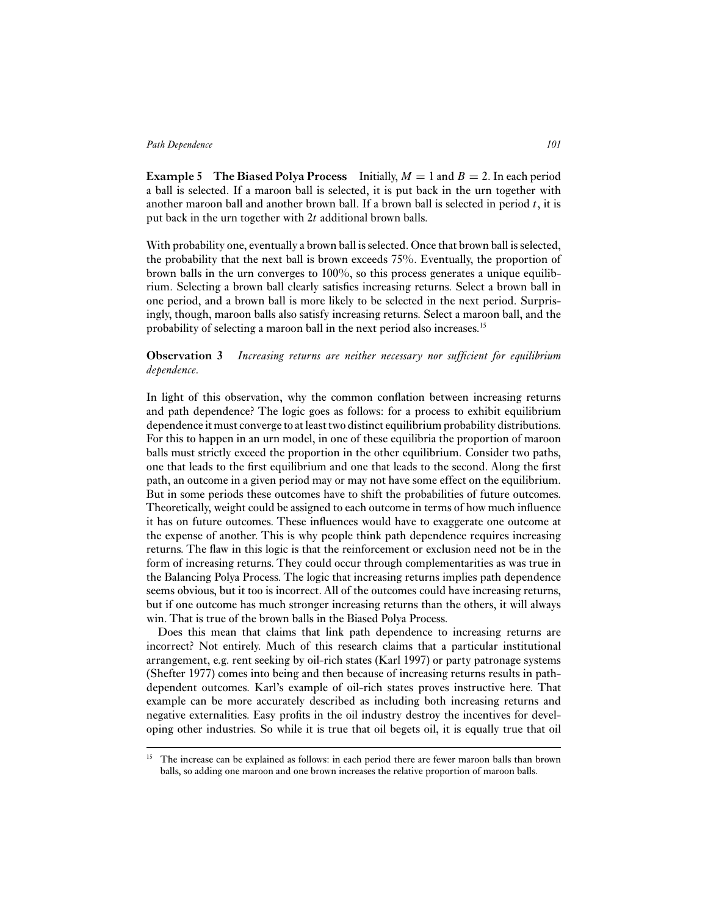**Example 5 The Biased Polya Process** Initially, $M = 1$ and $B = 2$. In each period a ball is selected. If a maroon ball is selected, it is put back in the urn together with another maroon ball and another brown ball. If a brown ball is selected in period $t$, it is put back in the urn together with $2t$ additional brown balls.

With probability one, eventually a brown ball is selected. Once that brown ball is selected, the probability that the next ball is brown exceeds 75%. Eventually, the proportion of brown balls in the urn converges to 100%, so this process generates a unique equilibrium. Selecting a brown ball clearly satisfies increasing returns. Select a brown ball in one period, and a brown ball is more likely to be selected in the next period. Surprisingly, though, maroon balls also satisfy increasing returns. Select a maroon ball, and the probability of selecting a maroon ball in the next period also increases.[15]

**Observation 3** *Increasing returns are neither necessary nor sufficient for equilibrium dependence.*

In light of this observation, why the common conflation between increasing returns and path dependence? The logic goes as follows: for a process to exhibit equilibrium dependence it must converge to at least two distinct equilibrium probability distributions. For this to happen in an urn model, in one of these equilibria the proportion of maroon balls must strictly exceed the proportion in the other equilibrium. Consider two paths, one that leads to the first equilibrium and one that leads to the second. Along the first path, an outcome in a given period may or may not have some effect on the equilibrium. But in some periods these outcomes have to shift the probabilities of future outcomes. Theoretically, weight could be assigned to each outcome in terms of how much influence it has on future outcomes. These influences would have to exaggerate one outcome at the expense of another. This is why people think path dependence requires increasing returns. The flaw in this logic is that the reinforcement or exclusion need not be in the form of increasing returns. They could occur through complementarities as was true in the Balancing Polya Process. The logic that increasing returns implies path dependence seems obvious, but it too is incorrect. All of the outcomes could have increasing returns, but if one outcome has much stronger increasing returns than the others, it will always win. That is true of the brown balls in the Biased Polya Process.

Does this mean that claims that link path dependence to increasing returns are incorrect? Not entirely. Much of this research claims that a particular institutional arrangement, e.g. rent seeking by oil-rich states (Karl 1997) or party patronage systems (Shefter 1977) comes into being and then because of increasing returns results in path-dependent outcomes. Karl's example of oil-rich states proves instructive here. That example can be more accurately described as including both increasing returns and negative externalities. Easy profits in the oil industry destroy the incentives for developing other industries. So while it is true that oil begets oil, it is equally true that oil

---

[15] The increase can be explained as follows: in each period there are fewer maroon balls than brown balls, so adding one maroon and one brown increases the relative proportion of maroon balls.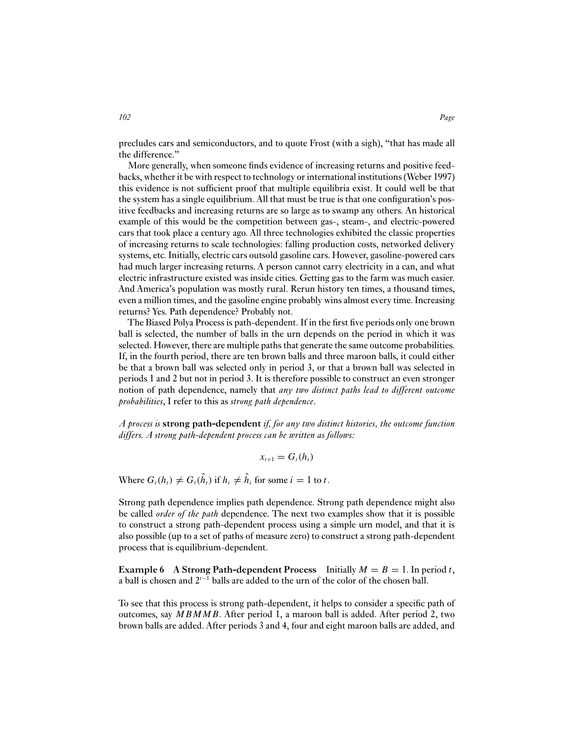precludes cars and semiconductors, and to quote Frost (with a sigh), "that has made all the difference."

More generally, when someone finds evidence of increasing returns and positive feedbacks, whether it be with respect to technology or international institutions (Weber 1997) this evidence is not sufficient proof that multiple equilibria exist. It could well be that the system has a single equilibrium. All that must be true is that one configuration's positive feedbacks and increasing returns are so large as to swamp any others. An historical example of this would be the competition between gas-, steam-, and electric-powered cars that took place a century ago. All three technologies exhibited the classic properties of increasing returns to scale technologies: falling production costs, networked delivery systems, etc. Initially, electric cars outsold gasoline cars. However, gasoline-powered cars had much larger increasing returns. A person cannot carry electricity in a can, and what electric infrastructure existed was inside cities. Getting gas to the farm was much easier. And America's population was mostly rural. Rerun history ten times, a thousand times, even a million times, and the gasoline engine probably wins almost every time. Increasing returns? Yes. Path dependence? Probably not.

The Biased Polya Process is path-dependent. If in the first five periods only one brown ball is selected, the number of balls in the urn depends on the period in which it was selected. However, there are multiple paths that generate the same outcome probabilities. If, in the fourth period, there are ten brown balls and three maroon balls, it could either be that a brown ball was selected only in period 3, or that a brown ball was selected in periods 1 and 2 but not in period 3. It is therefore possible to construct an even stronger notion of path dependence, namely that *any two distinct paths lead to different outcome probabilities*, I refer to this as *strong path dependence*.

*A process is* **strong path-dependent** *if, for any two distinct histories, the outcome function differs. A strong path-dependent process can be written as follows:*

$$x_{t+1} = G_t(h_t)$$

Where $G_t(h_t) \neq G_t(\hat{h}_t)$ if $h_i \neq \hat{h}_i$ for some $i = 1$ to $t$.

Strong path dependence implies path dependence. Strong path dependence might also be called *order of the path* dependence. The next two examples show that it is possible to construct a strong path-dependent process using a simple urn model, and that it is also possible (up to a set of paths of measure zero) to construct a strong path-dependent process that is equilibrium-dependent.

**Example 6 A Strong Path-dependent Process** Initially $M = B = 1$. In period $t$, a ball is chosen and $2^{t-1}$ balls are added to the urn of the color of the chosen ball.

To see that this process is strong path-dependent, it helps to consider a specific path of outcomes, say $MBMMB$. After period 1, a maroon ball is added. After period 2, two brown balls are added. After periods 3 and 4, four and eight maroon balls are added, and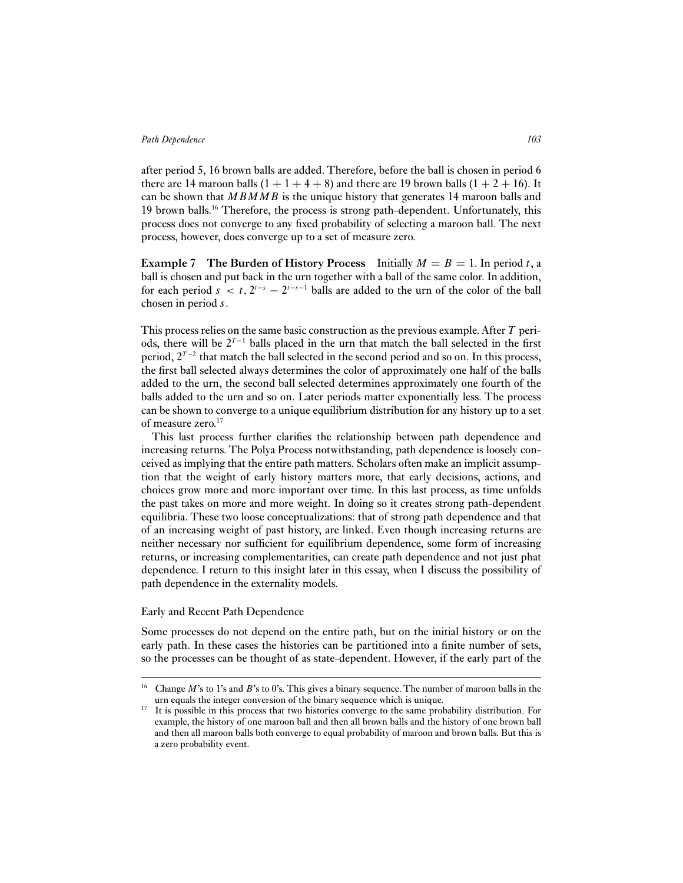after period 5, 16 brown balls are added. Therefore, before the ball is chosen in period 6 there are 14 maroon balls $(1 + 1 + 4 + 8)$ and there are 19 brown balls $(1 + 2 + 16)$. It can be shown that $MBMMB$ is the unique history that generates 14 maroon balls and 19 brown balls.[16] Therefore, the process is strong path-dependent. Unfortunately, this process does not converge to any fixed probability of selecting a maroon ball. The next process, however, does converge up to a set of measure zero.

**Example 7 The Burden of History Process** Initially $M = B = 1$. In period $t$, a ball is chosen and put back in the urn together with a ball of the same color. In addition, for each period $s < t$, $2^{t-s} - 2^{t-s-1}$ balls are added to the urn of the color of the ball chosen in period $s$.

This process relies on the same basic construction as the previous example. After $T$ periods, there will be $2^{T-1}$ balls placed in the urn that match the ball selected in the first period, $2^{T-2}$ that match the ball selected in the second period and so on. In this process, the first ball selected always determines the color of approximately one half of the balls added to the urn, the second ball selected determines approximately one fourth of the balls added to the urn and so on. Later periods matter exponentially less. The process can be shown to converge to a unique equilibrium distribution for any history up to a set of measure zero.[17]

This last process further clarifies the relationship between path dependence and increasing returns. The Polya Process notwithstanding, path dependence is loosely conceived as implying that the entire path matters. Scholars often make an implicit assumption that the weight of early history matters more, that early decisions, actions, and choices grow more and more important over time. In this last process, as time unfolds the past takes on more and more weight. In doing so it creates strong path-dependent equilibria. These two loose conceptualizations: that of strong path dependence and that of an increasing weight of past history, are linked. Even though increasing returns are neither necessary nor sufficient for equilibrium dependence, some form of increasing returns, or increasing complementarities, can create path dependence and not just phat dependence. I return to this insight later in this essay, when I discuss the possibility of path dependence in the externality models.

### Early and Recent Path Dependence

Some processes do not depend on the entire path, but on the initial history or on the early path. In these cases the histories can be partitioned into a finite number of sets, so the processes can be thought of as state-dependent. However, if the early part of the

---

[16] Change $M$'s to 1's and $B$'s to 0's. This gives a binary sequence. The number of maroon balls in the urn equals the integer conversion of the binary sequence which is unique.

[17] It is possible in this process that two histories converge to the same probability distribution. For example, the history of one maroon ball and then all brown balls and the history of one brown ball and then all maroon balls both converge to equal probability of maroon and brown balls. But this is a zero probability event.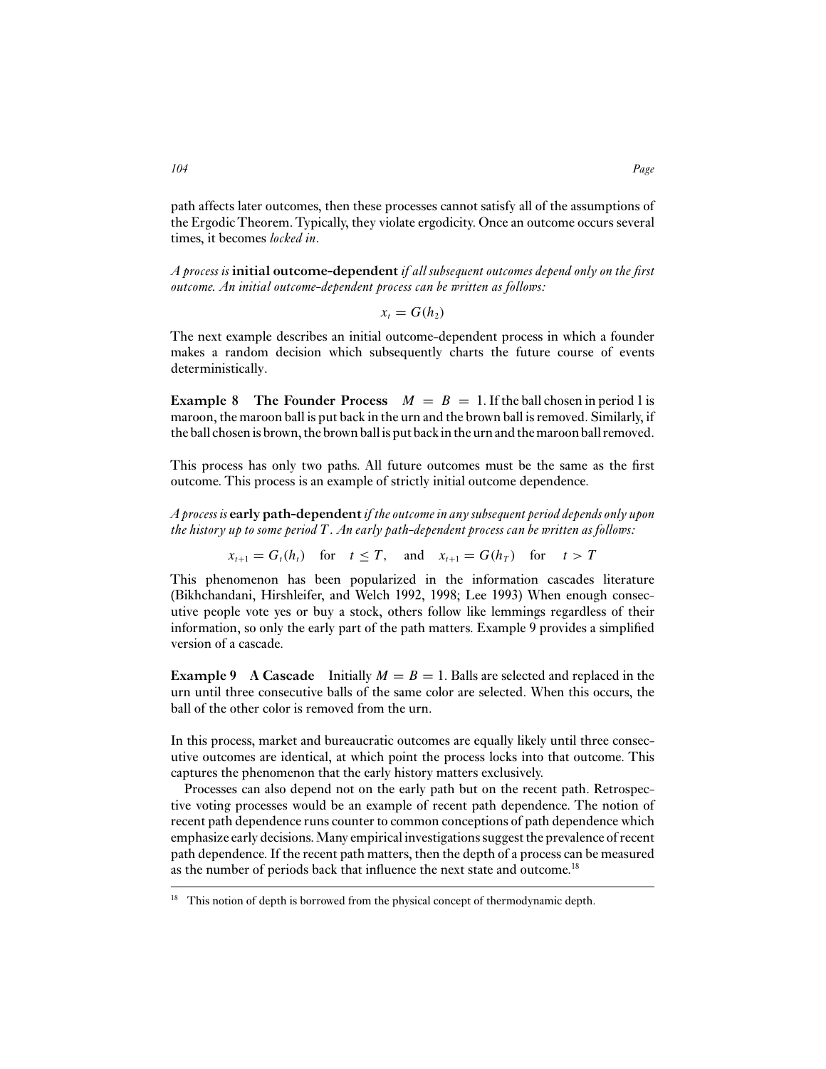path affects later outcomes, then these processes cannot satisfy all of the assumptions of the Ergodic Theorem. Typically, they violate ergodicity. Once an outcome occurs several times, it becomes *locked in*.

*A process is* **initial outcome-dependent** *if all subsequent outcomes depend only on the first outcome. An initial outcome-dependent process can be written as follows:*

$$x_t = G(h_2)$$

The next example describes an initial outcome-dependent process in which a founder makes a random decision which subsequently charts the future course of events deterministically.

**Example 8 The Founder Process** $M = B = 1$. If the ball chosen in period 1 is maroon, the maroon ball is put back in the urn and the brown ball is removed. Similarly, if the ball chosen is brown, the brown ball is put back in the urn and the maroon ball removed.

This process has only two paths. All future outcomes must be the same as the first outcome. This process is an example of strictly initial outcome dependence.

*A process is* **early path-dependent** *if the outcome in any subsequent period depends only upon the history up to some period $T$. An early path-dependent process can be written as follows:*

$$x_{t+1} = G_t(h_t) \quad \text{for} \quad t \leq T, \quad \text{and} \quad x_{t+1} = G(h_T) \quad \text{for} \quad t > T$$

This phenomenon has been popularized in the information cascades literature (Bikhchandani, Hirshleifer, and Welch 1992, 1998; Lee 1993) When enough consecutive people vote yes or buy a stock, others follow like lemmings regardless of their information, so only the early part of the path matters. Example 9 provides a simplified version of a cascade.

**Example 9 A Cascade** Initially $M = B = 1$. Balls are selected and replaced in the urn until three consecutive balls of the same color are selected. When this occurs, the ball of the other color is removed from the urn.

In this process, market and bureaucratic outcomes are equally likely until three consecutive outcomes are identical, at which point the process locks into that outcome. This captures the phenomenon that the early history matters exclusively.

Processes can also depend not on the early path but on the recent path. Retrospective voting processes would be an example of recent path dependence. The notion of recent path dependence runs counter to common conceptions of path dependence which emphasize early decisions. Many empirical investigations suggest the prevalence of recent path dependence. If the recent path matters, then the depth of a process can be measured as the number of periods back that influence the next state and outcome.[18]

[18] This notion of depth is borrowed from the physical concept of thermodynamic depth.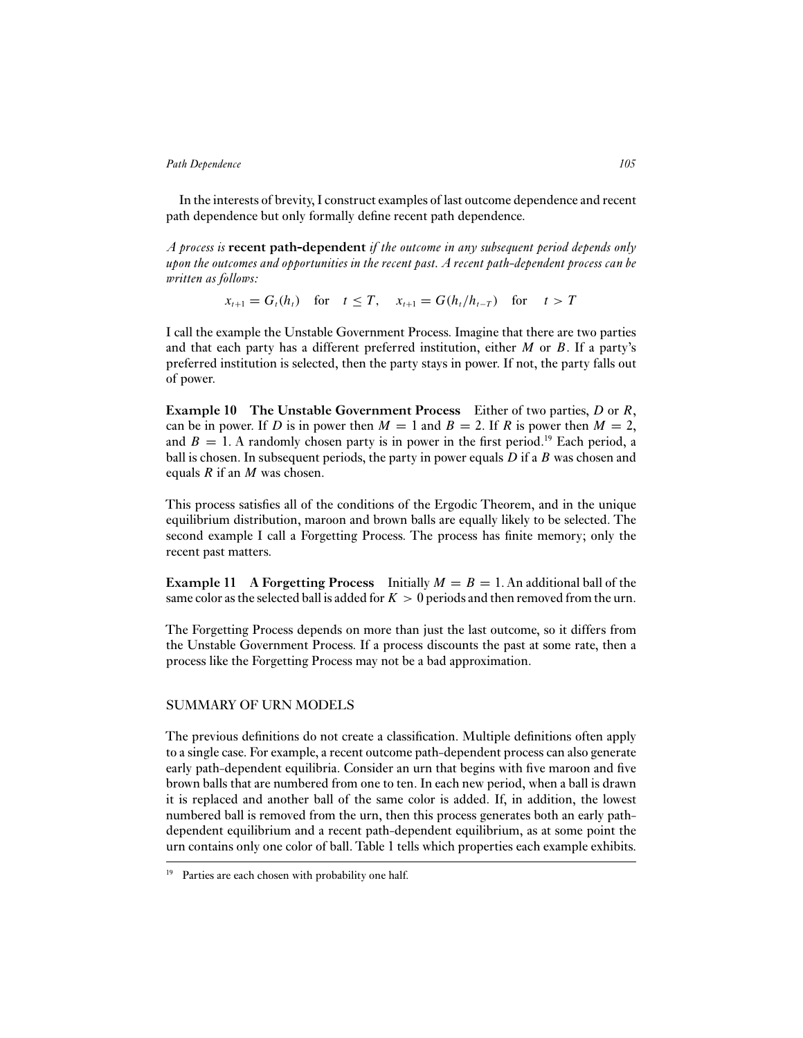In the interests of brevity, I construct examples of last outcome dependence and recent path dependence but only formally define recent path dependence.

*A process is* **recent path-dependent** *if the outcome in any subsequent period depends only upon the outcomes and opportunities in the recent past. A recent path-dependent process can be written as follows:*

$$x_{t+1} = G_t(h_t) \quad \text{for} \quad t \leq T, \quad x_{t+1} = G(h_t/h_{t-T}) \quad \text{for} \quad t > T$$

I call the example the Unstable Government Process. Imagine that there are two parties and that each party has a different preferred institution, either $M$ or $B$. If a party's preferred institution is selected, then the party stays in power. If not, the party falls out of power.

**Example 10 The Unstable Government Process** Either of two parties, $D$ or $R$, can be in power. If $D$ is in power then $M = 1$ and $B = 2$. If $R$ is power then $M = 2$, and $B = 1$. A randomly chosen party is in power in the first period.[19] Each period, a ball is chosen. In subsequent periods, the party in power equals $D$ if a $B$ was chosen and equals $R$ if an $M$ was chosen.

This process satisfies all of the conditions of the Ergodic Theorem, and in the unique equilibrium distribution, maroon and brown balls are equally likely to be selected. The second example I call a Forgetting Process. The process has finite memory; only the recent past matters.

**Example 11 A Forgetting Process** Initially $M = B = 1$. An additional ball of the same color as the selected ball is added for $K > 0$ periods and then removed from the urn.

The Forgetting Process depends on more than just the last outcome, so it differs from the Unstable Government Process. If a process discounts the past at some rate, then a process like the Forgetting Process may not be a bad approximation.

## SUMMARY OF URN MODELS

The previous definitions do not create a classification. Multiple definitions often apply to a single case. For example, a recent outcome path-dependent process can also generate early path-dependent equilibria. Consider an urn that begins with five maroon and five brown balls that are numbered from one to ten. In each new period, when a ball is drawn it is replaced and another ball of the same color is added. If, in addition, the lowest numbered ball is removed from the urn, then this process generates both an early path-dependent equilibrium and a recent path-dependent equilibrium, as at some point the urn contains only one color of ball. Table 1 tells which properties each example exhibits.

[19] Parties are each chosen with probability one half.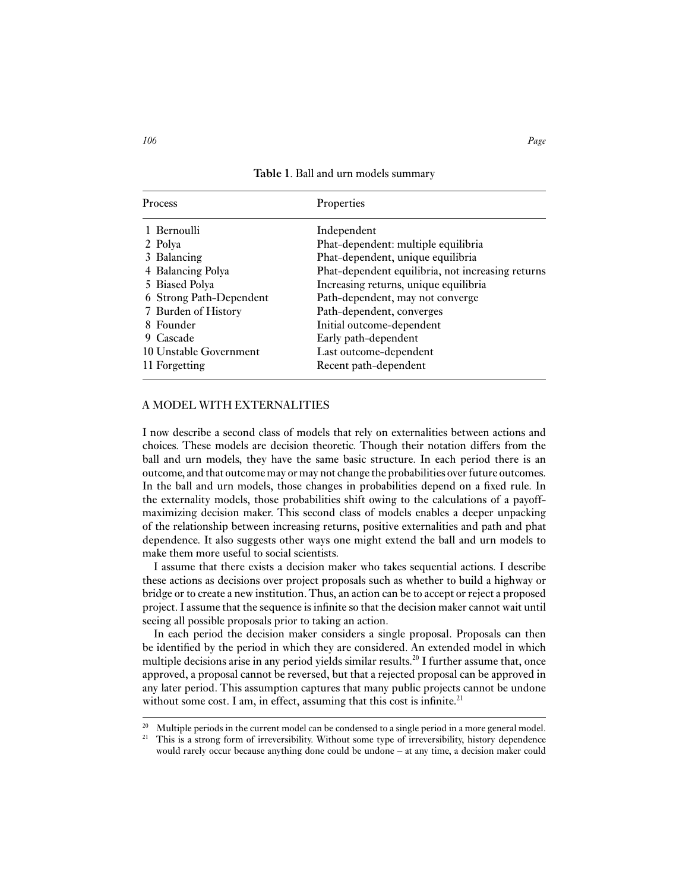**Table 1**. Ball and urn models summary

| Process | Properties |
|---|---|
| 1 Bernoulli | Independent |
| 2 Polya | Phat-dependent: multiple equilibria |
| 3 Balancing | Phat-dependent, unique equilibria |
| 4 Balancing Polya | Phat-dependent equilibria, not increasing returns |
| 5 Biased Polya | Increasing returns, unique equilibria |
| 6 Strong Path-Dependent | Path-dependent, may not converge |
| 7 Burden of History | Path-dependent, converges |
| 8 Founder | Initial outcome-dependent |
| 9 Cascade | Early path-dependent |
| 10 Unstable Government | Last outcome-dependent |
| 11 Forgetting | Recent path-dependent |

## A MODEL WITH EXTERNALITIES

I now describe a second class of models that rely on externalities between actions and choices. These models are decision theoretic. Though their notation differs from the ball and urn models, they have the same basic structure. In each period there is an outcome, and that outcome may or may not change the probabilities over future outcomes. In the ball and urn models, those changes in probabilities depend on a fixed rule. In the externality models, those probabilities shift owing to the calculations of a payoff-maximizing decision maker. This second class of models enables a deeper unpacking of the relationship between increasing returns, positive externalities and path and phat dependence. It also suggests other ways one might extend the ball and urn models to make them more useful to social scientists.

I assume that there exists a decision maker who takes sequential actions. I describe these actions as decisions over project proposals such as whether to build a highway or bridge or to create a new institution. Thus, an action can be to accept or reject a proposed project. I assume that the sequence is infinite so that the decision maker cannot wait until seeing all possible proposals prior to taking an action.

In each period the decision maker considers a single proposal. Proposals can then be identified by the period in which they are considered. An extended model in which multiple decisions arise in any period yields similar results.[20] I further assume that, once approved, a proposal cannot be reversed, but that a rejected proposal can be approved in any later period. This assumption captures that many public projects cannot be undone without some cost. I am, in effect, assuming that this cost is infinite.[21]

[20] Multiple periods in the current model can be condensed to a single period in a more general model.

[21] This is a strong form of irreversibility. Without some type of irreversibility, history dependence would rarely occur because anything done could be undone – at any time, a decision maker could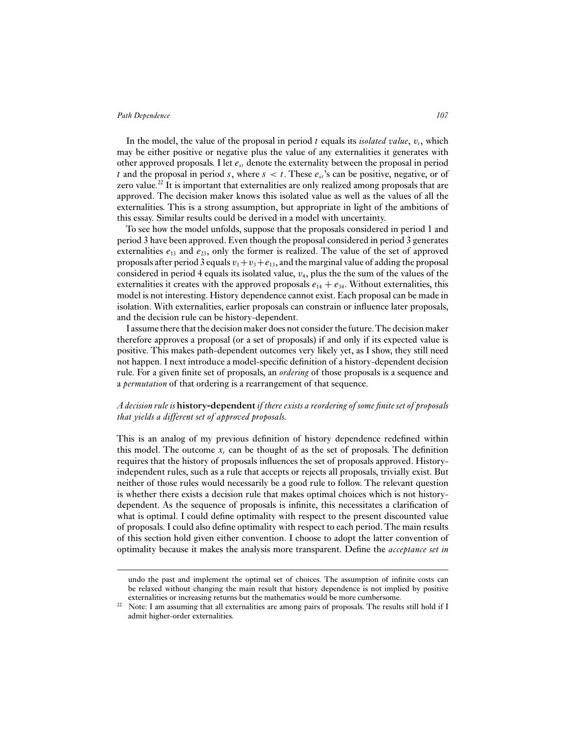In the model, the value of the proposal in period $t$ equals its *isolated value*, $v_t$, which may be either positive or negative plus the value of any externalities it generates with other approved proposals. I let $e_{st}$ denote the externality between the proposal in period $t$ and the proposal in period $s$, where $s < t$. These $e_{st}$'s can be positive, negative, or of zero value.[22] It is important that externalities are only realized among proposals that are approved. The decision maker knows this isolated value as well as the values of all the externalities. This is a strong assumption, but appropriate in light of the ambitions of this essay. Similar results could be derived in a model with uncertainty.

To see how the model unfolds, suppose that the proposals considered in period 1 and period 3 have been approved. Even though the proposal considered in period 3 generates externalities $e_{13}$ and $e_{23}$, only the former is realized. The value of the set of approved proposals after period 3 equals $v_1 + v_3 + e_{13}$, and the marginal value of adding the proposal considered in period 4 equals its isolated value, $v_4$, plus the the sum of the values of the externalities it creates with the approved proposals $e_{14} + e_{34}$. Without externalities, this model is not interesting. History dependence cannot exist. Each proposal can be made in isolation. With externalities, earlier proposals can constrain or influence later proposals, and the decision rule can be history-dependent.

I assume there that the decision maker does not consider the future. The decision maker therefore approves a proposal (or a set of proposals) if and only if its expected value is positive. This makes path-dependent outcomes very likely yet, as I show, they still need not happen. I next introduce a model-specific definition of a history-dependent decision rule. For a given finite set of proposals, an *ordering* of those proposals is a sequence and a *permutation* of that ordering is a rearrangement of that sequence.

*A decision rule is* **history-dependent** *if there exists a reordering of some finite set of proposals that yields a different set of approved proposals.*

This is an analog of my previous definition of history dependence redefined within this model. The outcome $x_t$ can be thought of as the set of proposals. The definition requires that the history of proposals influences the set of proposals approved. History-independent rules, such as a rule that accepts or rejects all proposals, trivially exist. But neither of those rules would necessarily be a good rule to follow. The relevant question is whether there exists a decision rule that makes optimal choices which is not history-dependent. As the sequence of proposals is infinite, this necessitates a clarification of what is optimal. I could define optimality with respect to the present discounted value of proposals. I could also define optimality with respect to each period. The main results of this section hold given either convention. I choose to adopt the latter convention of optimality because it makes the analysis more transparent. Define the *acceptance set in*

---

undo the past and implement the optimal set of choices. The assumption of infinite costs can be relaxed without changing the main result that history dependence is not implied by positive externalities or increasing returns but the mathematics would be more cumbersome.

[22] Note: I am assuming that all externalities are among pairs of proposals. The results still hold if I admit higher-order externalities.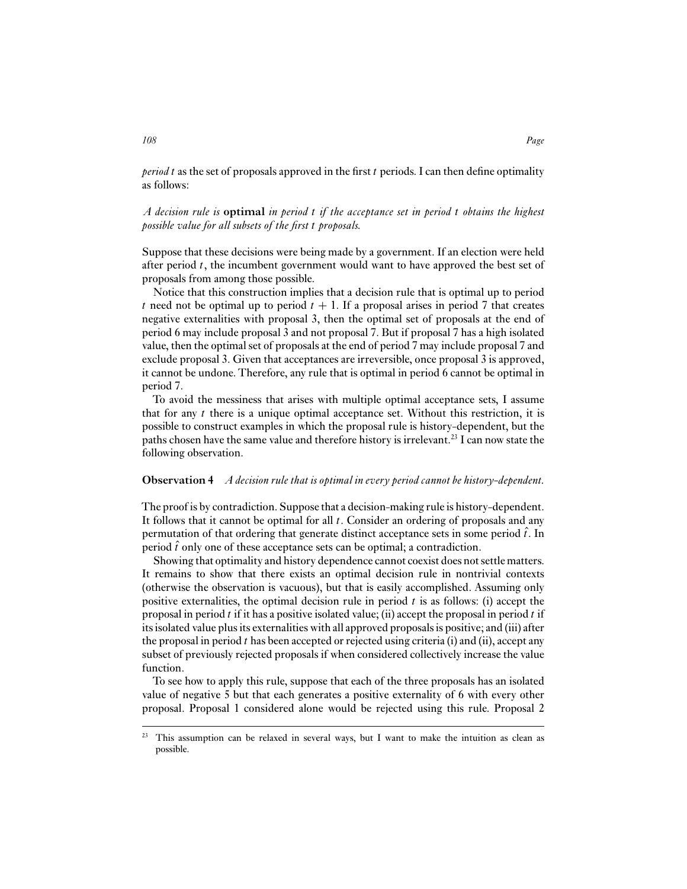*period t* as the set of proposals approved in the first $t$ periods. I can then define optimality as follows:

*A decision rule is* **optimal** *in period t if the acceptance set in period t obtains the highest possible value for all subsets of the first t proposals.*

Suppose that these decisions were being made by a government. If an election were held after period $t$, the incumbent government would want to have approved the best set of proposals from among those possible.

Notice that this construction implies that a decision rule that is optimal up to period $t$ need not be optimal up to period $t + 1$. If a proposal arises in period 7 that creates negative externalities with proposal 3, then the optimal set of proposals at the end of period 6 may include proposal 3 and not proposal 7. But if proposal 7 has a high isolated value, then the optimal set of proposals at the end of period 7 may include proposal 7 and exclude proposal 3. Given that acceptances are irreversible, once proposal 3 is approved, it cannot be undone. Therefore, any rule that is optimal in period 6 cannot be optimal in period 7.

To avoid the messiness that arises with multiple optimal acceptance sets, I assume that for any $t$ there is a unique optimal acceptance set. Without this restriction, it is possible to construct examples in which the proposal rule is history-dependent, but the paths chosen have the same value and therefore history is irrelevant.[23] I can now state the following observation.

**Observation 4** *A decision rule that is optimal in every period cannot be history-dependent.*

The proof is by contradiction. Suppose that a decision-making rule is history-dependent. It follows that it cannot be optimal for all $t$. Consider an ordering of proposals and any permutation of that ordering that generate distinct acceptance sets in some period $\hat{t}$. In period $\hat{t}$ only one of these acceptance sets can be optimal; a contradiction.

Showing that optimality and history dependence cannot coexist does not settle matters. It remains to show that there exists an optimal decision rule in nontrivial contexts (otherwise the observation is vacuous), but that is easily accomplished. Assuming only positive externalities, the optimal decision rule in period $t$ is as follows: (i) accept the proposal in period $t$ if it has a positive isolated value; (ii) accept the proposal in period $t$ if its isolated value plus its externalities with all approved proposals is positive; and (iii) after the proposal in period $t$ has been accepted or rejected using criteria (i) and (ii), accept any subset of previously rejected proposals if when considered collectively increase the value function.

To see how to apply this rule, suppose that each of the three proposals has an isolated value of negative 5 but that each generates a positive externality of 6 with every other proposal. Proposal 1 considered alone would be rejected using this rule. Proposal 2

---

[23] This assumption can be relaxed in several ways, but I want to make the intuition as clean as possible.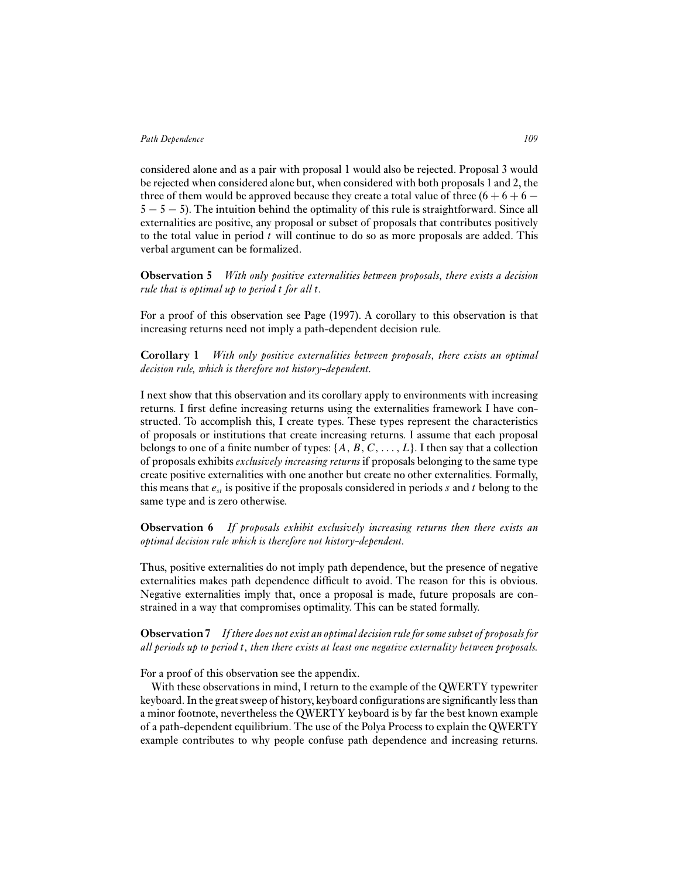considered alone and as a pair with proposal 1 would also be rejected. Proposal 3 would be rejected when considered alone but, when considered with both proposals 1 and 2, the three of them would be approved because they create a total value of three $(6 + 6 + 6 - 5 - 5 - 5)$. The intuition behind the optimality of this rule is straightforward. Since all externalities are positive, any proposal or subset of proposals that contributes positively to the total value in period $t$ will continue to do so as more proposals are added. This verbal argument can be formalized.

**Observation 5** *With only positive externalities between proposals, there exists a decision rule that is optimal up to period $t$ for all $t$.*

For a proof of this observation see Page (1997). A corollary to this observation is that increasing returns need not imply a path-dependent decision rule.

**Corollary 1** *With only positive externalities between proposals, there exists an optimal decision rule, which is therefore not history-dependent.*

I next show that this observation and its corollary apply to environments with increasing returns. I first define increasing returns using the externalities framework I have constructed. To accomplish this, I create types. These types represent the characteristics of proposals or institutions that create increasing returns. I assume that each proposal belongs to one of a finite number of types: $\{A, B, C, \ldots, L\}$. I then say that a collection of proposals exhibits *exclusively increasing returns* if proposals belonging to the same type create positive externalities with one another but create no other externalities. Formally, this means that $e_{st}$ is positive if the proposals considered in periods $s$ and $t$ belong to the same type and is zero otherwise.

**Observation 6** *If proposals exhibit exclusively increasing returns then there exists an optimal decision rule which is therefore not history-dependent.*

Thus, positive externalities do not imply path dependence, but the presence of negative externalities makes path dependence difficult to avoid. The reason for this is obvious. Negative externalities imply that, once a proposal is made, future proposals are constrained in a way that compromises optimality. This can be stated formally.

**Observation 7** *If there does not exist an optimal decision rule for some subset of proposals for all periods up to period $t$, then there exists at least one negative externality between proposals.*

For a proof of this observation see the appendix.

With these observations in mind, I return to the example of the QWERTY typewriter keyboard. In the great sweep of history, keyboard configurations are significantly less than a minor footnote, nevertheless the QWERTY keyboard is by far the best known example of a path-dependent equilibrium. The use of the Polya Process to explain the QWERTY example contributes to why people confuse path dependence and increasing returns.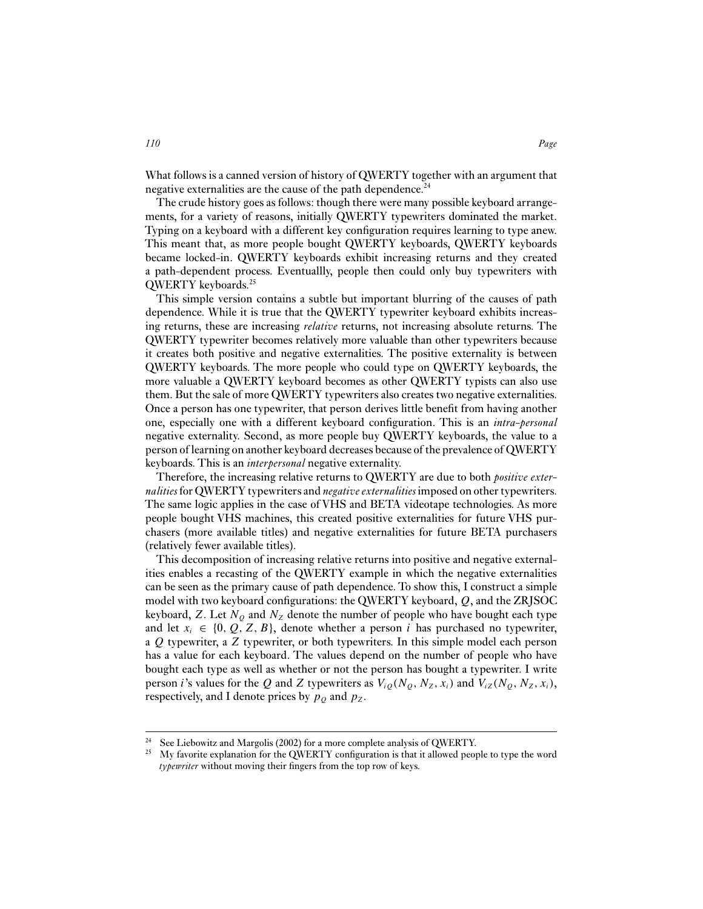What follows is a canned version of history of QWERTY together with an argument that negative externalities are the cause of the path dependence.[24]

The crude history goes as follows: though there were many possible keyboard arrangements, for a variety of reasons, initially QWERTY typewriters dominated the market. Typing on a keyboard with a different key configuration requires learning to type anew. This meant that, as more people bought QWERTY keyboards, QWERTY keyboards became locked-in. QWERTY keyboards exhibit increasing returns and they created a path-dependent process. Eventuallly, people then could only buy typewriters with QWERTY keyboards.[25]

This simple version contains a subtle but important blurring of the causes of path dependence. While it is true that the QWERTY typewriter keyboard exhibits increasing returns, these are increasing *relative* returns, not increasing absolute returns. The QWERTY typewriter becomes relatively more valuable than other typewriters because it creates both positive and negative externalities. The positive externality is between QWERTY keyboards. The more people who could type on QWERTY keyboards, the more valuable a QWERTY keyboard becomes as other QWERTY typists can also use them. But the sale of more QWERTY typewriters also creates two negative externalities. Once a person has one typewriter, that person derives little benefit from having another one, especially one with a different keyboard configuration. This is an *intra-personal* negative externality. Second, as more people buy QWERTY keyboards, the value to a person of learning on another keyboard decreases because of the prevalence of QWERTY keyboards. This is an *interpersonal* negative externality.

Therefore, the increasing relative returns to QWERTY are due to both *positive externalities* for QWERTY typewriters and *negative externalities* imposed on other typewriters. The same logic applies in the case of VHS and BETA videotape technologies. As more people bought VHS machines, this created positive externalities for future VHS purchasers (more available titles) and negative externalities for future BETA purchasers (relatively fewer available titles).

This decomposition of increasing relative returns into positive and negative externalities enables a recasting of the QWERTY example in which the negative externalities can be seen as the primary cause of path dependence. To show this, I construct a simple model with two keyboard configurations: the QWERTY keyboard, $Q$, and the ZRJSOC keyboard, $Z$. Let $N_Q$ and $N_Z$ denote the number of people who have bought each type and let $x_i \in \{0, Q, Z, B\}$, denote whether a person $i$ has purchased no typewriter, a $Q$ typewriter, a $Z$ typewriter, or both typewriters. In this simple model each person has a value for each keyboard. The values depend on the number of people who have bought each type as well as whether or not the person has bought a typewriter. I write person $i$'s values for the $Q$ and $Z$ typewriters as $V_{iQ}(N_Q, N_Z, x_i)$ and $V_{iZ}(N_Q, N_Z, x_i)$, respectively, and I denote prices by $p_Q$ and $p_Z$.

---

[24] See Liebowitz and Margolis (2002) for a more complete analysis of QWERTY.

[25] My favorite explanation for the QWERTY configuration is that it allowed people to type the word *typewriter* without moving their fingers from the top row of keys.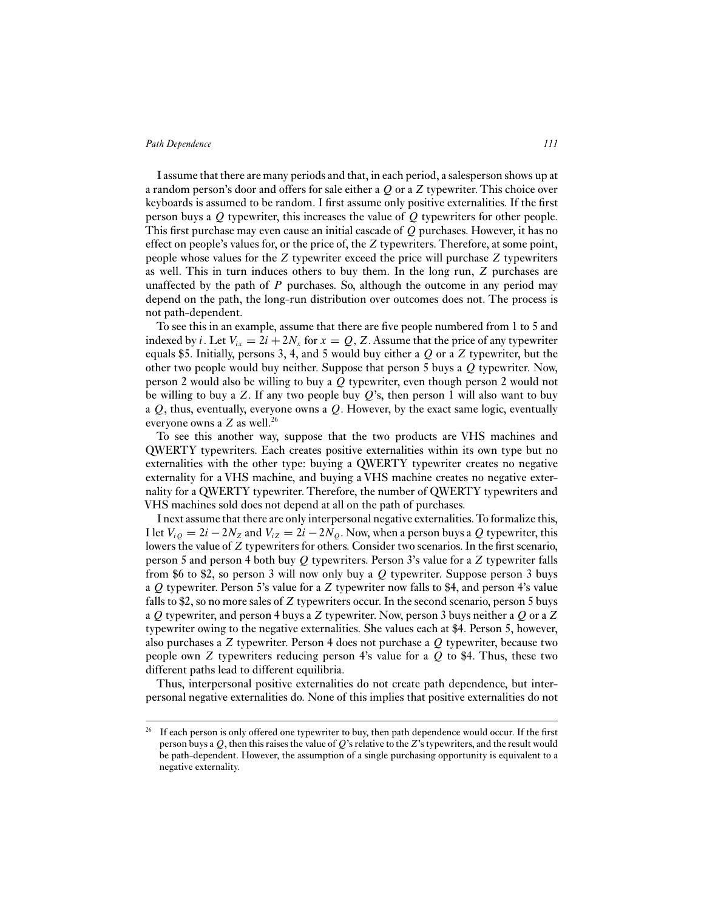I assume that there are many periods and that, in each period, a salesperson shows up at a random person's door and offers for sale either a $Q$ or a $Z$ typewriter. This choice over keyboards is assumed to be random. I first assume only positive externalities. If the first person buys a $Q$ typewriter, this increases the value of $Q$ typewriters for other people. This first purchase may even cause an initial cascade of $Q$ purchases. However, it has no effect on people's values for, or the price of, the $Z$ typewriters. Therefore, at some point, people whose values for the $Z$ typewriter exceed the price will purchase $Z$ typewriters as well. This in turn induces others to buy them. In the long run, $Z$ purchases are unaffected by the path of $P$ purchases. So, although the outcome in any period may depend on the path, the long-run distribution over outcomes does not. The process is not path-dependent.

To see this in an example, assume that there are five people numbered from 1 to 5 and indexed by $i$. Let $V_{ix} = 2i + 2N_x$ for $x = Q, Z$. Assume that the price of any typewriter equals \$5. Initially, persons 3, 4, and 5 would buy either a $Q$ or a $Z$ typewriter, but the other two people would buy neither. Suppose that person 5 buys a $Q$ typewriter. Now, person 2 would also be willing to buy a $Q$ typewriter, even though person 2 would not be willing to buy a $Z$. If any two people buy $Q$'s, then person 1 will also want to buy a $Q$, thus, eventually, everyone owns a $Q$. However, by the exact same logic, eventually everyone owns a $Z$ as well.[26]

To see this another way, suppose that the two products are VHS machines and QWERTY typewriters. Each creates positive externalities within its own type but no externalities with the other type: buying a QWERTY typewriter creates no negative externality for a VHS machine, and buying a VHS machine creates no negative externality for a QWERTY typewriter. Therefore, the number of QWERTY typewriters and VHS machines sold does not depend at all on the path of purchases.

I next assume that there are only interpersonal negative externalities. To formalize this, I let $V_{iQ} = 2i - 2N_Z$ and $V_{iZ} = 2i - 2N_Q$. Now, when a person buys a $Q$ typewriter, this lowers the value of $Z$ typewriters for others. Consider two scenarios. In the first scenario, person 5 and person 4 both buy $Q$ typewriters. Person 3's value for a $Z$ typewriter falls from \$6 to \$2, so person 3 will now only buy a $Q$ typewriter. Suppose person 3 buys a $Q$ typewriter. Person 5's value for a $Z$ typewriter now falls to \$4, and person 4's value falls to \$2, so no more sales of $Z$ typewriters occur. In the second scenario, person 5 buys a $Q$ typewriter, and person 4 buys a $Z$ typewriter. Now, person 3 buys neither a $Q$ or a $Z$ typewriter owing to the negative externalities. She values each at \$4. Person 5, however, also purchases a $Z$ typewriter. Person 4 does not purchase a $Q$ typewriter, because two people own $Z$ typewriters reducing person 4's value for a $Q$ to \$4. Thus, these two different paths lead to different equilibria.

Thus, interpersonal positive externalities do not create path dependence, but interpersonal negative externalities do. None of this implies that positive externalities do not

---

[26] If each person is only offered one typewriter to buy, then path dependence would occur. If the first person buys a $Q$, then this raises the value of $Q$'s relative to the $Z$'s typewriters, and the result would be path-dependent. However, the assumption of a single purchasing opportunity is equivalent to a negative externality.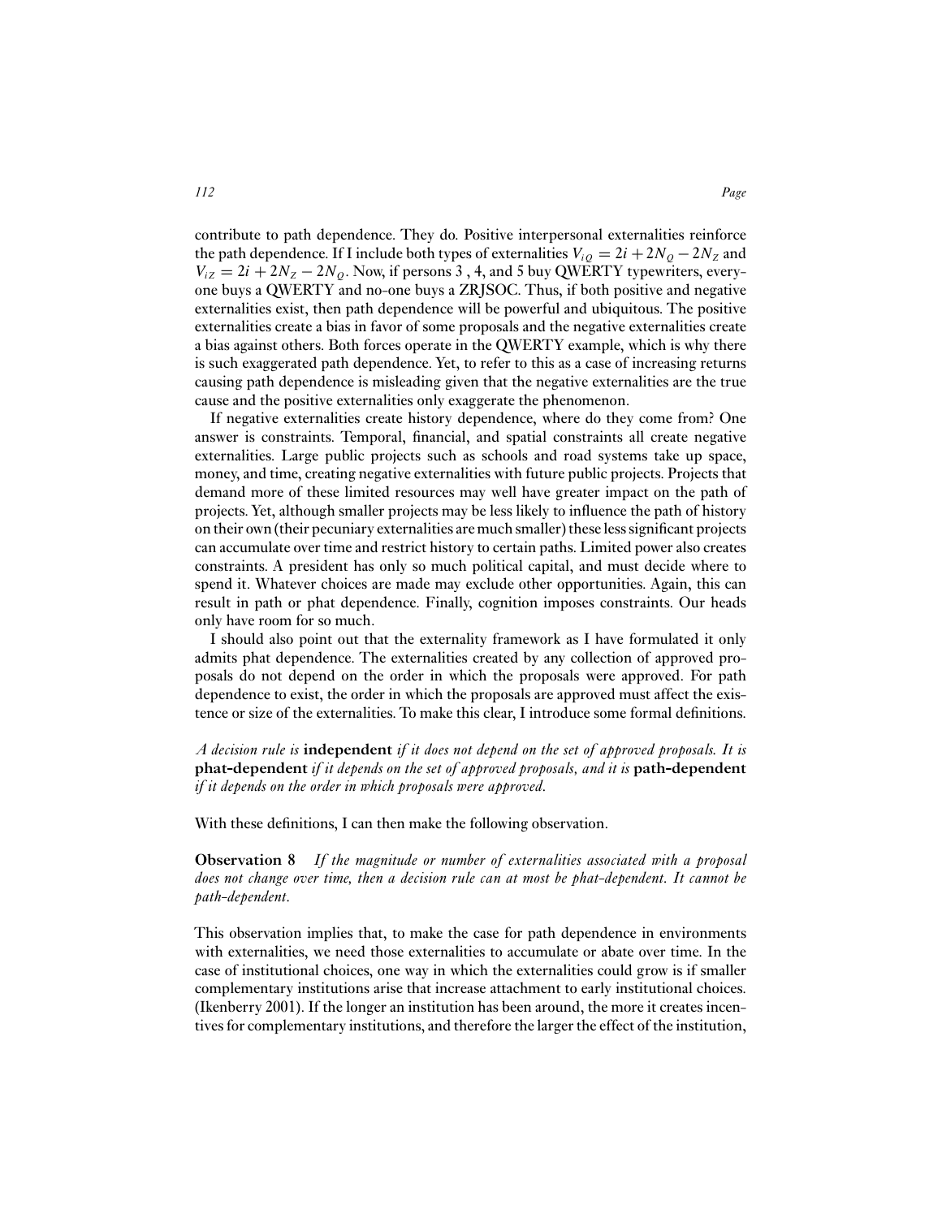contribute to path dependence. They do. Positive interpersonal externalities reinforce the path dependence. If I include both types of externalities $V_{iQ} = 2i + 2N_Q - 2N_Z$ and $V_{iZ} = 2i + 2N_Z - 2N_Q$. Now, if persons 3 , 4, and 5 buy QWERTY typewriters, everyone buys a QWERTY and no-one buys a ZRJSOC. Thus, if both positive and negative externalities exist, then path dependence will be powerful and ubiquitous. The positive externalities create a bias in favor of some proposals and the negative externalities create a bias against others. Both forces operate in the QWERTY example, which is why there is such exaggerated path dependence. Yet, to refer to this as a case of increasing returns causing path dependence is misleading given that the negative externalities are the true cause and the positive externalities only exaggerate the phenomenon.

If negative externalities create history dependence, where do they come from? One answer is constraints. Temporal, financial, and spatial constraints all create negative externalities. Large public projects such as schools and road systems take up space, money, and time, creating negative externalities with future public projects. Projects that demand more of these limited resources may well have greater impact on the path of projects. Yet, although smaller projects may be less likely to influence the path of history on their own (their pecuniary externalities are much smaller) these less significant projects can accumulate over time and restrict history to certain paths. Limited power also creates constraints. A president has only so much political capital, and must decide where to spend it. Whatever choices are made may exclude other opportunities. Again, this can result in path or phat dependence. Finally, cognition imposes constraints. Our heads only have room for so much.

I should also point out that the externality framework as I have formulated it only admits phat dependence. The externalities created by any collection of approved proposals do not depend on the order in which the proposals were approved. For path dependence to exist, the order in which the proposals are approved must affect the existence or size of the externalities. To make this clear, I introduce some formal definitions.

*A decision rule is* **independent** *if it does not depend on the set of approved proposals. It is* **phat-dependent** *if it depends on the set of approved proposals, and it is* **path-dependent** *if it depends on the order in which proposals were approved.*

With these definitions, I can then make the following observation.

**Observation 8** *If the magnitude or number of externalities associated with a proposal does not change over time, then a decision rule can at most be phat-dependent. It cannot be path-dependent.*

This observation implies that, to make the case for path dependence in environments with externalities, we need those externalities to accumulate or abate over time. In the case of institutional choices, one way in which the externalities could grow is if smaller complementary institutions arise that increase attachment to early institutional choices. (Ikenberry 2001). If the longer an institution has been around, the more it creates incentives for complementary institutions, and therefore the larger the effect of the institution,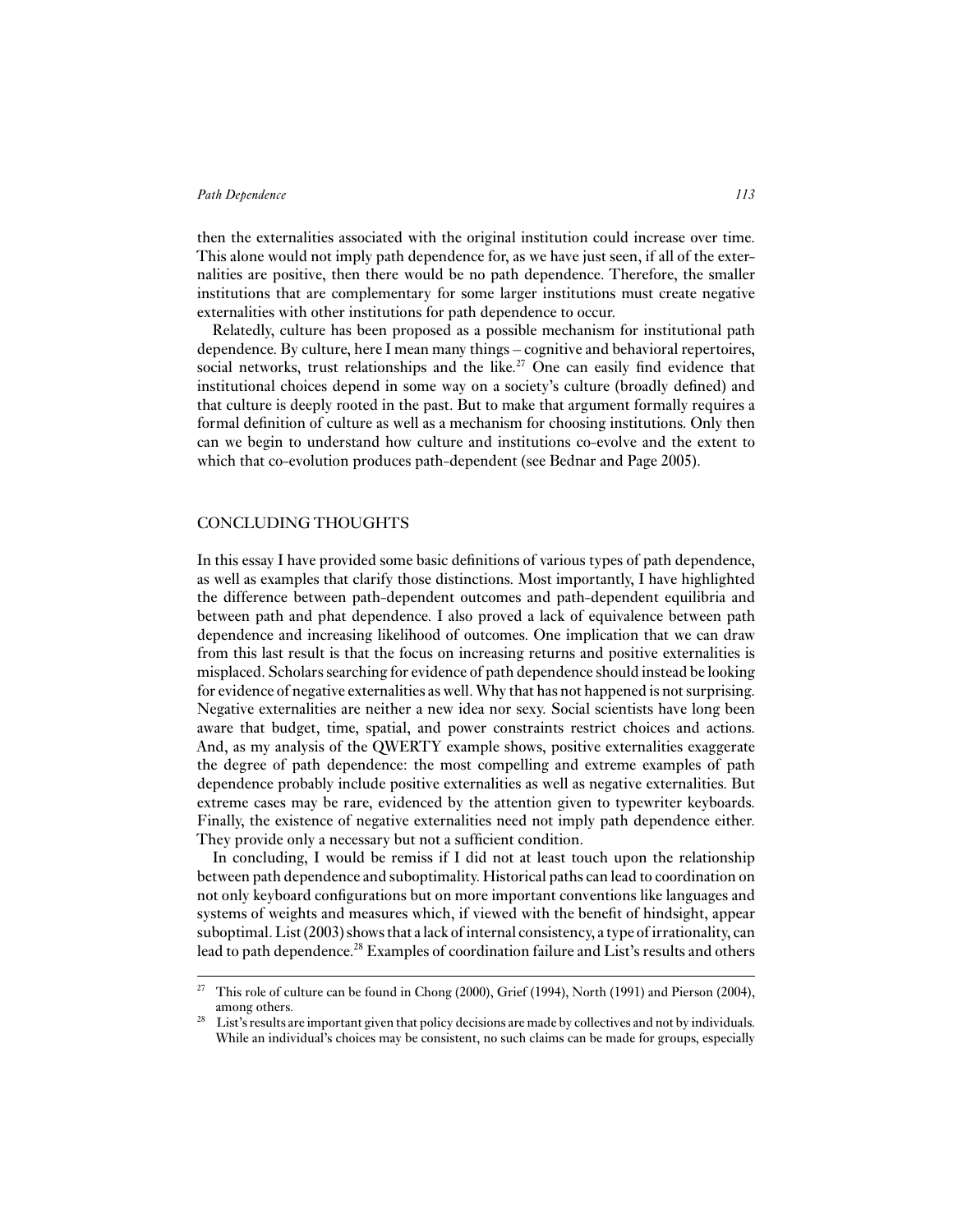then the externalities associated with the original institution could increase over time. This alone would not imply path dependence for, as we have just seen, if all of the externalities are positive, then there would be no path dependence. Therefore, the smaller institutions that are complementary for some larger institutions must create negative externalities with other institutions for path dependence to occur.

Relatedly, culture has been proposed as a possible mechanism for institutional path dependence. By culture, here I mean many things – cognitive and behavioral repertoires, social networks, trust relationships and the like.[27] One can easily find evidence that institutional choices depend in some way on a society's culture (broadly defined) and that culture is deeply rooted in the past. But to make that argument formally requires a formal definition of culture as well as a mechanism for choosing institutions. Only then can we begin to understand how culture and institutions co-evolve and the extent to which that co-evolution produces path-dependent (see Bednar and Page 2005).

## CONCLUDING THOUGHTS

In this essay I have provided some basic definitions of various types of path dependence, as well as examples that clarify those distinctions. Most importantly, I have highlighted the difference between path-dependent outcomes and path-dependent equilibria and between path and phat dependence. I also proved a lack of equivalence between path dependence and increasing likelihood of outcomes. One implication that we can draw from this last result is that the focus on increasing returns and positive externalities is misplaced. Scholars searching for evidence of path dependence should instead be looking for evidence of negative externalities as well. Why that has not happened is not surprising. Negative externalities are neither a new idea nor sexy. Social scientists have long been aware that budget, time, spatial, and power constraints restrict choices and actions. And, as my analysis of the QWERTY example shows, positive externalities exaggerate the degree of path dependence: the most compelling and extreme examples of path dependence probably include positive externalities as well as negative externalities. But extreme cases may be rare, evidenced by the attention given to typewriter keyboards. Finally, the existence of negative externalities need not imply path dependence either. They provide only a necessary but not a sufficient condition.

In concluding, I would be remiss if I did not at least touch upon the relationship between path dependence and suboptimality. Historical paths can lead to coordination on not only keyboard configurations but on more important conventions like languages and systems of weights and measures which, if viewed with the benefit of hindsight, appear suboptimal. List (2003) shows that a lack of internal consistency, a type of irrationality, can lead to path dependence.[28] Examples of coordination failure and List's results and others

[27] This role of culture can be found in Chong (2000), Grief (1994), North (1991) and Pierson (2004), among others.

[28] List's results are important given that policy decisions are made by collectives and not by individuals. While an individual's choices may be consistent, no such claims can be made for groups, especially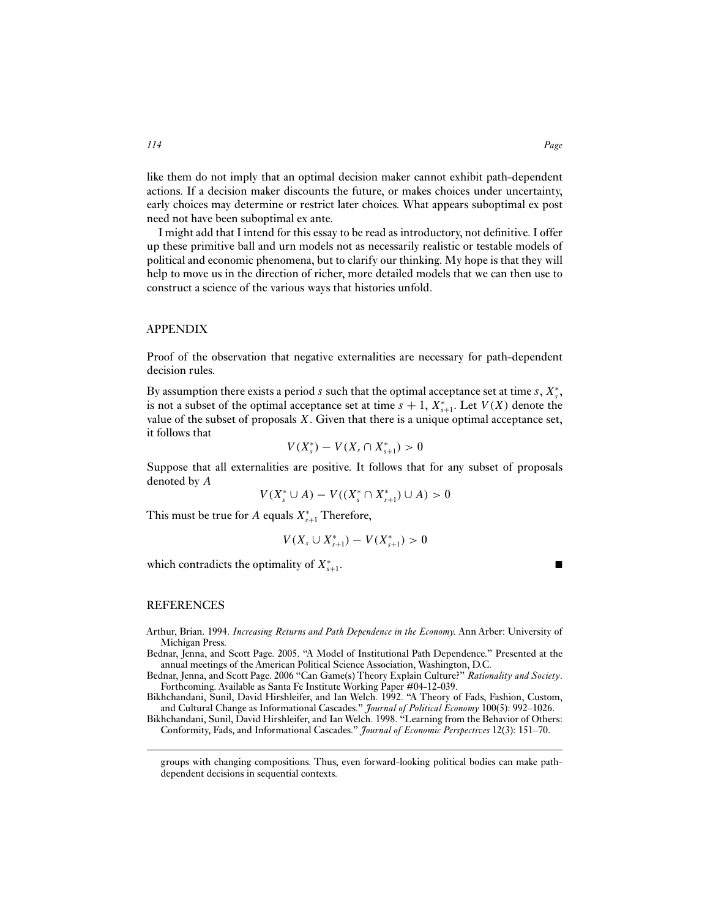like them do not imply that an optimal decision maker cannot exhibit path-dependent actions. If a decision maker discounts the future, or makes choices under uncertainty, early choices may determine or restrict later choices. What appears suboptimal ex post need not have been suboptimal ex ante.

I might add that I intend for this essay to be read as introductory, not definitive. I offer up these primitive ball and urn models not as necessarily realistic or testable models of political and economic phenomena, but to clarify our thinking. My hope is that they will help to move us in the direction of richer, more detailed models that we can then use to construct a science of the various ways that histories unfold.

## APPENDIX

Proof of the observation that negative externalities are necessary for path-dependent decision rules.

By assumption there exists a period $s$ such that the optimal acceptance set at time $s$, $X_s^*$, is not a subset of the optimal acceptance set at time $s+1$, $X_{s+1}^*$. Let $V(X)$ denote the value of the subset of proposals $X$. Given that there is a unique optimal acceptance set, it follows that

$$V(X_s^*) - V(X_s \cap X_{s+1}^*) > 0$$

Suppose that all externalities are positive. It follows that for any subset of proposals denoted by $A$

$$V(X_s^* \cup A) - V((X_s^* \cap X_{s+1}^*) \cup A) > 0$$

This must be true for $A$ equals $X_{s+1}^*$ Therefore,

$$V(X_s \cup X_{s+1}^*) - V(X_{s+1}^*) > 0$$

which contradicts the optimality of $X_{s+1}^*$. ■

## REFERENCES

Arthur, Brian. 1994. *Increasing Returns and Path Dependence in the Economy*. Ann Arber: University of Michigan Press.

Bednar, Jenna, and Scott Page. 2005. "A Model of Institutional Path Dependence." Presented at the annual meetings of the American Political Science Association, Washington, D.C.

Bednar, Jenna, and Scott Page. 2006 "Can Game(s) Theory Explain Culture?" *Rationality and Society*. Forthcoming. Available as Santa Fe Institute Working Paper #04-12-039.

Bikhchandani, Sunil, David Hirshleifer, and Ian Welch. 1992. "A Theory of Fads, Fashion, Custom, and Cultural Change as Informational Cascades." *Journal of Political Economy* 100(5): 992–1026.

Bikhchandani, Sunil, David Hirshleifer, and Ian Welch. 1998. "Learning from the Behavior of Others: Conformity, Fads, and Informational Cascades." *Journal of Economic Perspectives* 12(3): 151–70.

---

groups with changing compositions. Thus, even forward-looking political bodies can make path-dependent decisions in sequential contexts.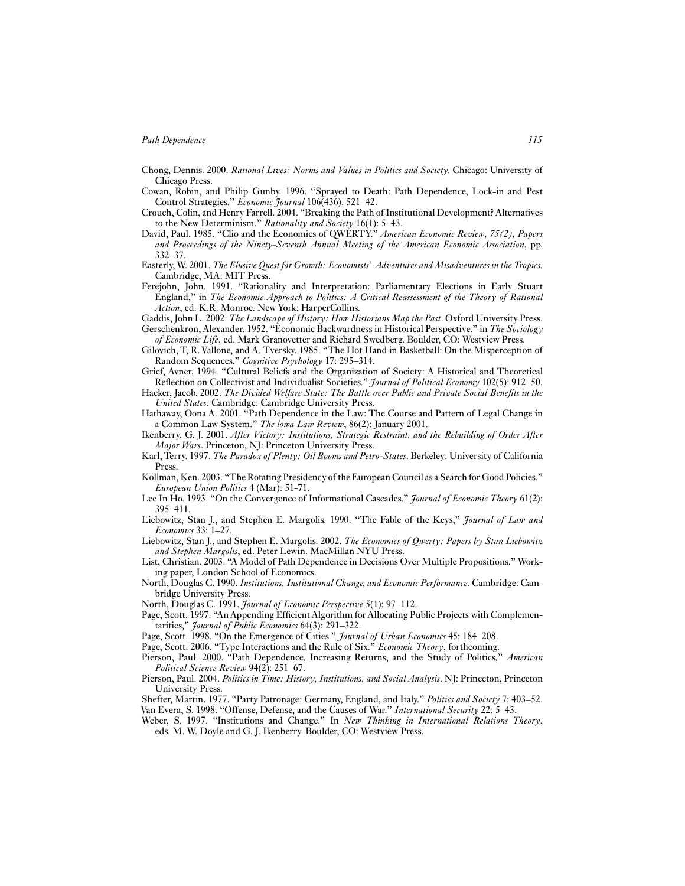Chong, Dennis. 2000. *Rational Lives: Norms and Values in Politics and Society.* Chicago: University of Chicago Press.

Cowan, Robin, and Philip Gunby. 1996. "Sprayed to Death: Path Dependence, Lock-in and Pest Control Strategies." *Economic Journal* 106(436): 521–42.

Crouch, Colin, and Henry Farrell. 2004. "Breaking the Path of Institutional Development? Alternatives to the New Determinism." *Rationality and Society* 16(1): 5–43.

David, Paul. 1985. "Clio and the Economics of QWERTY." *American Economic Review, 75(2), Papers and Proceedings of the Ninety-Seventh Annual Meeting of the American Economic Association*, pp. 332–37.

Easterly, W. 2001. *The Elusive Quest for Growth: Economists' Adventures and Misadventures in the Tropics.* Cambridge, MA: MIT Press.

Ferejohn, John. 1991. "Rationality and Interpretation: Parliamentary Elections in Early Stuart England," in *The Economic Approach to Politics: A Critical Reassessment of the Theory of Rational Action*, ed. K.R. Monroe. New York: HarperCollins.

Gaddis, John L. 2002. *The Landscape of History: How Historians Map the Past*. Oxford University Press.

Gerschenkron, Alexander. 1952. "Economic Backwardness in Historical Perspective." in *The Sociology of Economic Life*, ed. Mark Granovetter and Richard Swedberg. Boulder, CO: Westview Press.

Gilovich, T, R. Vallone, and A. Tversky. 1985. "The Hot Hand in Basketball: On the Misperception of Random Sequences." *Cognitive Psychology* 17: 295–314.

Grief, Avner. 1994. "Cultural Beliefs and the Organization of Society: A Historical and Theoretical Reflection on Collectivist and Individualist Societies." *Journal of Political Economy* 102(5): 912–50.

Hacker, Jacob. 2002. *The Divided Welfare State: The Battle over Public and Private Social Benefits in the United States*. Cambridge: Cambridge University Press.

Hathaway, Oona A. 2001. "Path Dependence in the Law: The Course and Pattern of Legal Change in a Common Law System." *The Iowa Law Review*, 86(2): January 2001.

Ikenberry, G. J. 2001. *After Victory: Institutions, Strategic Restraint, and the Rebuilding of Order After Major Wars*. Princeton, NJ: Princeton University Press.

Karl, Terry. 1997. *The Paradox of Plenty: Oil Booms and Petro-States*. Berkeley: University of California Press.

Kollman, Ken. 2003. "The Rotating Presidency of the European Council as a Search for Good Policies." *European Union Politics* 4 (Mar): 51-71.

Lee In Ho. 1993. "On the Convergence of Informational Cascades." *Journal of Economic Theory* 61(2): 395–411.

Liebowitz, Stan J., and Stephen E. Margolis. 1990. "The Fable of the Keys," *Journal of Law and Economics* 33: 1–27.

Liebowitz, Stan J., and Stephen E. Margolis. 2002. *The Economics of Qwerty: Papers by Stan Liebowitz and Stephen Margolis*, ed. Peter Lewin. MacMillan NYU Press.

List, Christian. 2003. "A Model of Path Dependence in Decisions Over Multiple Propositions." Working paper, London School of Economics.

North, Douglas C. 1990. *Institutions, Institutional Change, and Economic Performance*. Cambridge: Cambridge University Press.

North, Douglas C. 1991. *Journal of Economic Perspective* 5(1): 97–112.

Page, Scott. 1997. "An Appending Efficient Algorithm for Allocating Public Projects with Complementarities," *Journal of Public Economics* 64(3): 291–322.

Page, Scott. 1998. "On the Emergence of Cities." *Journal of Urban Economics* 45: 184–208.

Page, Scott. 2006. "Type Interactions and the Rule of Six." *Economic Theory*, forthcoming.

Pierson, Paul. 2000. "Path Dependence, Increasing Returns, and the Study of Politics," *American Political Science Review* 94(2): 251–67.

Pierson, Paul. 2004. *Politics in Time: History, Institutions, and Social Analysis*. NJ: Princeton, Princeton University Press.

Shefter, Martin. 1977. "Party Patronage: Germany, England, and Italy." *Politics and Society* 7: 403–52.

Van Evera, S. 1998. "Offense, Defense, and the Causes of War." *International Security* 22: 5–43.

Weber, S. 1997. "Institutions and Change." In *New Thinking in International Relations Theory*, eds. M. W. Doyle and G. J. Ikenberry. Boulder, CO: Westview Press.